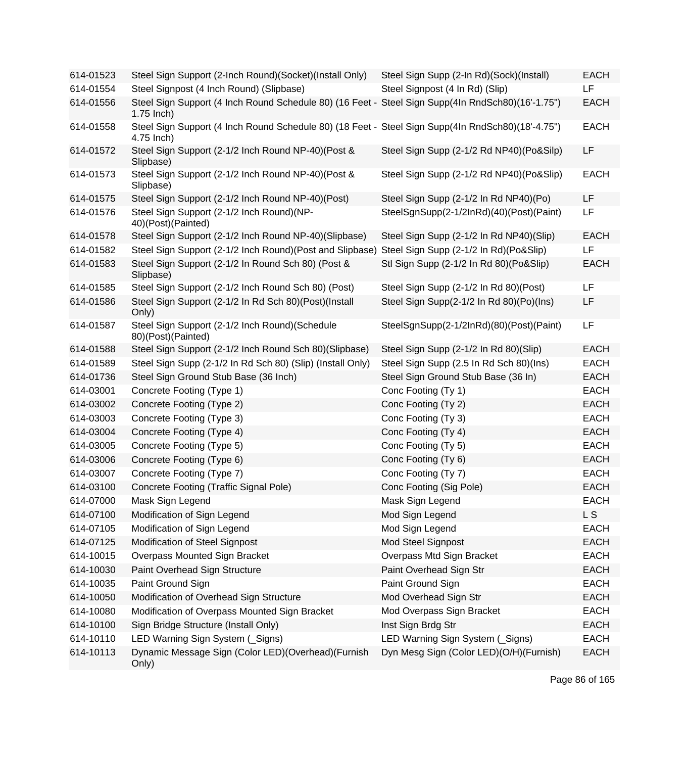| | | | |
|---|---|---|---|
| 614-01523 | Steel Sign Support (2-Inch Round)(Socket)(Install Only) | Steel Sign Supp (2-In Rd)(Sock)(Install) | EACH |
| 614-01554 | Steel Signpost (4 Inch Round) (Slipbase) | Steel Signpost (4 In Rd) (Slip) | LF |
| 614-01556 | Steel Sign Support (4 Inch Round Schedule 80) (16 Feet - 1.75 Inch) | Steel Sign Supp(4In RndSch80)(16'-1.75") | EACH |
| 614-01558 | Steel Sign Support (4 Inch Round Schedule 80) (18 Feet - 4.75 Inch) | Steel Sign Supp(4In RndSch80)(18'-4.75") | EACH |
| 614-01572 | Steel Sign Support (2-1/2 Inch Round NP-40)(Post & Slipbase) | Steel Sign Supp (2-1/2 Rd NP40)(Po&Silp) | LF |
| 614-01573 | Steel Sign Support (2-1/2 Inch Round NP-40)(Post & Slipbase) | Steel Sign Supp (2-1/2 Rd NP40)(Po&Slip) | EACH |
| 614-01575 | Steel Sign Support (2-1/2 Inch Round NP-40)(Post) | Steel Sign Supp (2-1/2 In Rd NP40)(Po) | LF |
| 614-01576 | Steel Sign Support (2-1/2 Inch Round)(NP-40)(Post)(Painted) | SteelSgnSupp(2-1/2InRd)(40)(Post)(Paint) | LF |
| 614-01578 | Steel Sign Support (2-1/2 Inch Round NP-40)(Slipbase) | Steel Sign Supp (2-1/2 In Rd NP40)(Slip) | EACH |
| 614-01582 | Steel Sign Support (2-1/2 Inch Round)(Post and Slipbase) | Steel Sign Supp (2-1/2 In Rd)(Po&Slip) | LF |
| 614-01583 | Steel Sign Support (2-1/2 In Round Sch 80) (Post & Slipbase) | Stl Sign Supp (2-1/2 In Rd 80)(Po&Slip) | EACH |
| 614-01585 | Steel Sign Support (2-1/2 Inch Round Sch 80) (Post) | Steel Sign Supp (2-1/2 In Rd 80)(Post) | LF |
| 614-01586 | Steel Sign Support (2-1/2 In Rd Sch 80)(Post)(Install Only) | Steel Sign Supp(2-1/2 In Rd 80)(Po)(Ins) | LF |
| 614-01587 | Steel Sign Support (2-1/2 Inch Round)(Schedule 80)(Post)(Painted) | SteelSgnSupp(2-1/2InRd)(80)(Post)(Paint) | LF |
| 614-01588 | Steel Sign Support (2-1/2 Inch Round Sch 80)(Slipbase) | Steel Sign Supp (2-1/2 In Rd 80)(Slip) | EACH |
| 614-01589 | Steel Sign Supp (2-1/2 In Rd Sch 80) (Slip) (Install Only) | Steel Sign Supp (2.5 In Rd Sch 80)(Ins) | EACH |
| 614-01736 | Steel Sign Ground Stub Base (36 Inch) | Steel Sign Ground Stub Base (36 In) | EACH |
| 614-03001 | Concrete Footing (Type 1) | Conc Footing (Ty 1) | EACH |
| 614-03002 | Concrete Footing (Type 2) | Conc Footing (Ty 2) | EACH |
| 614-03003 | Concrete Footing (Type 3) | Conc Footing (Ty 3) | EACH |
| 614-03004 | Concrete Footing (Type 4) | Conc Footing (Ty 4) | EACH |
| 614-03005 | Concrete Footing (Type 5) | Conc Footing (Ty 5) | EACH |
| 614-03006 | Concrete Footing (Type 6) | Conc Footing (Ty 6) | EACH |
| 614-03007 | Concrete Footing (Type 7) | Conc Footing (Ty 7) | EACH |
| 614-03100 | Concrete Footing (Traffic Signal Pole) | Conc Footing (Sig Pole) | EACH |
| 614-07000 | Mask Sign Legend | Mask Sign Legend | EACH |
| 614-07100 | Modification of Sign Legend | Mod Sign Legend | L S |
| 614-07105 | Modification of Sign Legend | Mod Sign Legend | EACH |
| 614-07125 | Modification of Steel Signpost | Mod Steel Signpost | EACH |
| 614-10015 | Overpass Mounted Sign Bracket | Overpass Mtd Sign Bracket | EACH |
| 614-10030 | Paint Overhead Sign Structure | Paint Overhead Sign Str | EACH |
| 614-10035 | Paint Ground Sign | Paint Ground Sign | EACH |
| 614-10050 | Modification of Overhead Sign Structure | Mod Overhead Sign Str | EACH |
| 614-10080 | Modification of Overpass Mounted Sign Bracket | Mod Overpass Sign Bracket | EACH |
| 614-10100 | Sign Bridge Structure (Install Only) | Inst Sign Brdg Str | EACH |
| 614-10110 | LED Warning Sign System (_Signs) | LED Warning Sign System (_Signs) | EACH |
| 614-10113 | Dynamic Message Sign (Color LED)(Overhead)(Furnish Only) | Dyn Mesg Sign (Color LED)(O/H)(Furnish) | EACH |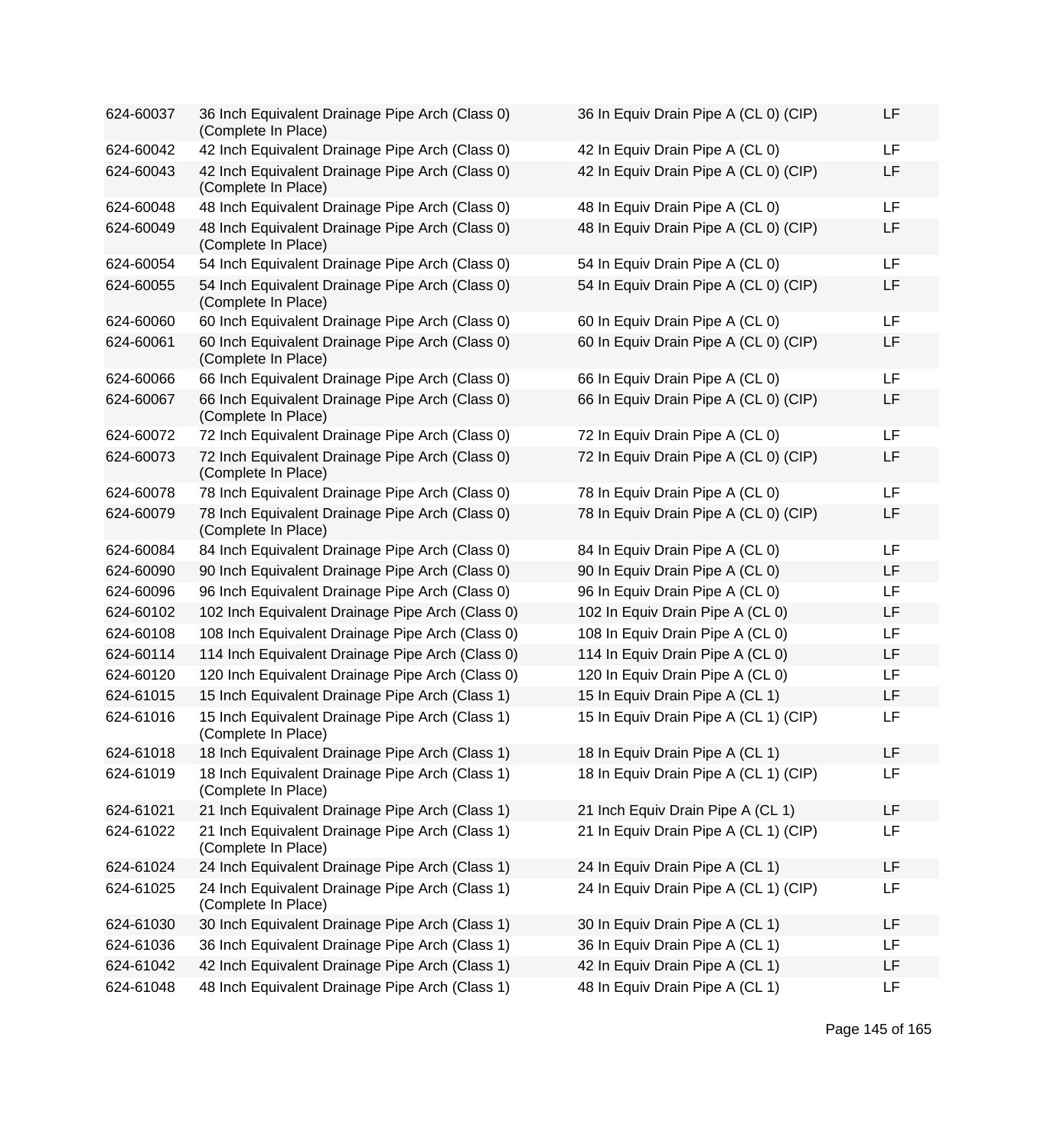| | | | |
|---|---|---|---|
| 624-60037 | 36 Inch Equivalent Drainage Pipe Arch (Class 0) (Complete In Place) | 36 In Equiv Drain Pipe A (CL 0) (CIP) | LF |
| 624-60042 | 42 Inch Equivalent Drainage Pipe Arch (Class 0) | 42 In Equiv Drain Pipe A (CL 0) | LF |
| 624-60043 | 42 Inch Equivalent Drainage Pipe Arch (Class 0) (Complete In Place) | 42 In Equiv Drain Pipe A (CL 0) (CIP) | LF |
| 624-60048 | 48 Inch Equivalent Drainage Pipe Arch (Class 0) | 48 In Equiv Drain Pipe A (CL 0) | LF |
| 624-60049 | 48 Inch Equivalent Drainage Pipe Arch (Class 0) (Complete In Place) | 48 In Equiv Drain Pipe A (CL 0) (CIP) | LF |
| 624-60054 | 54 Inch Equivalent Drainage Pipe Arch (Class 0) | 54 In Equiv Drain Pipe A (CL 0) | LF |
| 624-60055 | 54 Inch Equivalent Drainage Pipe Arch (Class 0) (Complete In Place) | 54 In Equiv Drain Pipe A (CL 0) (CIP) | LF |
| 624-60060 | 60 Inch Equivalent Drainage Pipe Arch (Class 0) | 60 In Equiv Drain Pipe A (CL 0) | LF |
| 624-60061 | 60 Inch Equivalent Drainage Pipe Arch (Class 0) (Complete In Place) | 60 In Equiv Drain Pipe A (CL 0) (CIP) | LF |
| 624-60066 | 66 Inch Equivalent Drainage Pipe Arch (Class 0) | 66 In Equiv Drain Pipe A (CL 0) | LF |
| 624-60067 | 66 Inch Equivalent Drainage Pipe Arch (Class 0) (Complete In Place) | 66 In Equiv Drain Pipe A (CL 0) (CIP) | LF |
| 624-60072 | 72 Inch Equivalent Drainage Pipe Arch (Class 0) | 72 In Equiv Drain Pipe A (CL 0) | LF |
| 624-60073 | 72 Inch Equivalent Drainage Pipe Arch (Class 0) (Complete In Place) | 72 In Equiv Drain Pipe A (CL 0) (CIP) | LF |
| 624-60078 | 78 Inch Equivalent Drainage Pipe Arch (Class 0) | 78 In Equiv Drain Pipe A (CL 0) | LF |
| 624-60079 | 78 Inch Equivalent Drainage Pipe Arch (Class 0) (Complete In Place) | 78 In Equiv Drain Pipe A (CL 0) (CIP) | LF |
| 624-60084 | 84 Inch Equivalent Drainage Pipe Arch (Class 0) | 84 In Equiv Drain Pipe A (CL 0) | LF |
| 624-60090 | 90 Inch Equivalent Drainage Pipe Arch (Class 0) | 90 In Equiv Drain Pipe A (CL 0) | LF |
| 624-60096 | 96 Inch Equivalent Drainage Pipe Arch (Class 0) | 96 In Equiv Drain Pipe A (CL 0) | LF |
| 624-60102 | 102 Inch Equivalent Drainage Pipe Arch (Class 0) | 102 In Equiv Drain Pipe A (CL 0) | LF |
| 624-60108 | 108 Inch Equivalent Drainage Pipe Arch (Class 0) | 108 In Equiv Drain Pipe A (CL 0) | LF |
| 624-60114 | 114 Inch Equivalent Drainage Pipe Arch (Class 0) | 114 In Equiv Drain Pipe A (CL 0) | LF |
| 624-60120 | 120 Inch Equivalent Drainage Pipe Arch (Class 0) | 120 In Equiv Drain Pipe A (CL 0) | LF |
| 624-61015 | 15 Inch Equivalent Drainage Pipe Arch (Class 1) | 15 In Equiv Drain Pipe A (CL 1) | LF |
| 624-61016 | 15 Inch Equivalent Drainage Pipe Arch (Class 1) (Complete In Place) | 15 In Equiv Drain Pipe A (CL 1) (CIP) | LF |
| 624-61018 | 18 Inch Equivalent Drainage Pipe Arch (Class 1) | 18 In Equiv Drain Pipe A (CL 1) | LF |
| 624-61019 | 18 Inch Equivalent Drainage Pipe Arch (Class 1) (Complete In Place) | 18 In Equiv Drain Pipe A (CL 1) (CIP) | LF |
| 624-61021 | 21 Inch Equivalent Drainage Pipe Arch (Class 1) | 21 Inch Equiv Drain Pipe A (CL 1) | LF |
| 624-61022 | 21 Inch Equivalent Drainage Pipe Arch (Class 1) (Complete In Place) | 21 In Equiv Drain Pipe A (CL 1) (CIP) | LF |
| 624-61024 | 24 Inch Equivalent Drainage Pipe Arch (Class 1) | 24 In Equiv Drain Pipe A (CL 1) | LF |
| 624-61025 | 24 Inch Equivalent Drainage Pipe Arch (Class 1) (Complete In Place) | 24 In Equiv Drain Pipe A (CL 1) (CIP) | LF |
| 624-61030 | 30 Inch Equivalent Drainage Pipe Arch (Class 1) | 30 In Equiv Drain Pipe A (CL 1) | LF |
| 624-61036 | 36 Inch Equivalent Drainage Pipe Arch (Class 1) | 36 In Equiv Drain Pipe A (CL 1) | LF |
| 624-61042 | 42 Inch Equivalent Drainage Pipe Arch (Class 1) | 42 In Equiv Drain Pipe A (CL 1) | LF |
| 624-61048 | 48 Inch Equivalent Drainage Pipe Arch (Class 1) | 48 In Equiv Drain Pipe A (CL 1) | LF |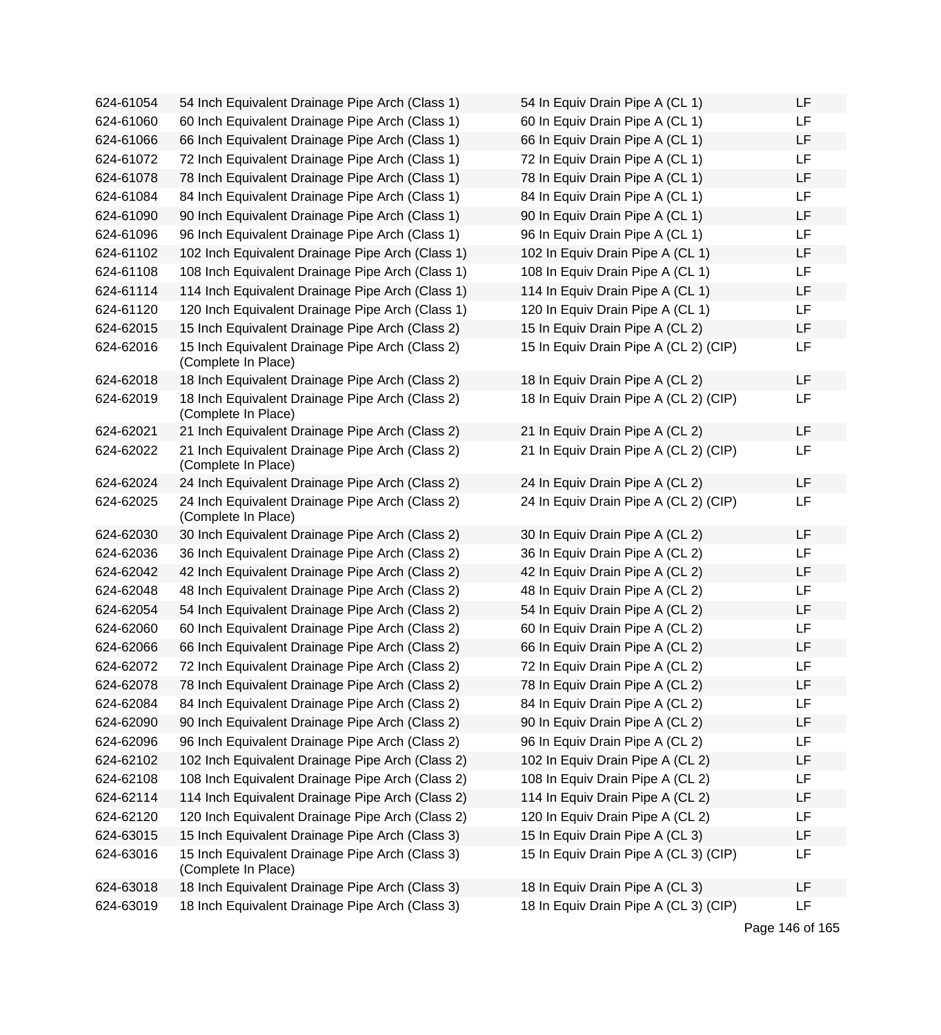| | | | |
|---|---|---|---|
| 624-61054 | 54 Inch Equivalent Drainage Pipe Arch (Class 1) | 54 In Equiv Drain Pipe A (CL 1) | LF |
| 624-61060 | 60 Inch Equivalent Drainage Pipe Arch (Class 1) | 60 In Equiv Drain Pipe A (CL 1) | LF |
| 624-61066 | 66 Inch Equivalent Drainage Pipe Arch (Class 1) | 66 In Equiv Drain Pipe A (CL 1) | LF |
| 624-61072 | 72 Inch Equivalent Drainage Pipe Arch (Class 1) | 72 In Equiv Drain Pipe A (CL 1) | LF |
| 624-61078 | 78 Inch Equivalent Drainage Pipe Arch (Class 1) | 78 In Equiv Drain Pipe A (CL 1) | LF |
| 624-61084 | 84 Inch Equivalent Drainage Pipe Arch (Class 1) | 84 In Equiv Drain Pipe A (CL 1) | LF |
| 624-61090 | 90 Inch Equivalent Drainage Pipe Arch (Class 1) | 90 In Equiv Drain Pipe A (CL 1) | LF |
| 624-61096 | 96 Inch Equivalent Drainage Pipe Arch (Class 1) | 96 In Equiv Drain Pipe A (CL 1) | LF |
| 624-61102 | 102 Inch Equivalent Drainage Pipe Arch (Class 1) | 102 In Equiv Drain Pipe A (CL 1) | LF |
| 624-61108 | 108 Inch Equivalent Drainage Pipe Arch (Class 1) | 108 In Equiv Drain Pipe A (CL 1) | LF |
| 624-61114 | 114 Inch Equivalent Drainage Pipe Arch (Class 1) | 114 In Equiv Drain Pipe A (CL 1) | LF |
| 624-61120 | 120 Inch Equivalent Drainage Pipe Arch (Class 1) | 120 In Equiv Drain Pipe A (CL 1) | LF |
| 624-62015 | 15 Inch Equivalent Drainage Pipe Arch (Class 2) | 15 In Equiv Drain Pipe A (CL 2) | LF |
| 624-62016 | 15 Inch Equivalent Drainage Pipe Arch (Class 2) (Complete In Place) | 15 In Equiv Drain Pipe A (CL 2) (CIP) | LF |
| 624-62018 | 18 Inch Equivalent Drainage Pipe Arch (Class 2) | 18 In Equiv Drain Pipe A (CL 2) | LF |
| 624-62019 | 18 Inch Equivalent Drainage Pipe Arch (Class 2) (Complete In Place) | 18 In Equiv Drain Pipe A (CL 2) (CIP) | LF |
| 624-62021 | 21 Inch Equivalent Drainage Pipe Arch (Class 2) | 21 In Equiv Drain Pipe A (CL 2) | LF |
| 624-62022 | 21 Inch Equivalent Drainage Pipe Arch (Class 2) (Complete In Place) | 21 In Equiv Drain Pipe A (CL 2) (CIP) | LF |
| 624-62024 | 24 Inch Equivalent Drainage Pipe Arch (Class 2) | 24 In Equiv Drain Pipe A (CL 2) | LF |
| 624-62025 | 24 Inch Equivalent Drainage Pipe Arch (Class 2) (Complete In Place) | 24 In Equiv Drain Pipe A (CL 2) (CIP) | LF |
| 624-62030 | 30 Inch Equivalent Drainage Pipe Arch (Class 2) | 30 In Equiv Drain Pipe A (CL 2) | LF |
| 624-62036 | 36 Inch Equivalent Drainage Pipe Arch (Class 2) | 36 In Equiv Drain Pipe A (CL 2) | LF |
| 624-62042 | 42 Inch Equivalent Drainage Pipe Arch (Class 2) | 42 In Equiv Drain Pipe A (CL 2) | LF |
| 624-62048 | 48 Inch Equivalent Drainage Pipe Arch (Class 2) | 48 In Equiv Drain Pipe A (CL 2) | LF |
| 624-62054 | 54 Inch Equivalent Drainage Pipe Arch (Class 2) | 54 In Equiv Drain Pipe A (CL 2) | LF |
| 624-62060 | 60 Inch Equivalent Drainage Pipe Arch (Class 2) | 60 In Equiv Drain Pipe A (CL 2) | LF |
| 624-62066 | 66 Inch Equivalent Drainage Pipe Arch (Class 2) | 66 In Equiv Drain Pipe A (CL 2) | LF |
| 624-62072 | 72 Inch Equivalent Drainage Pipe Arch (Class 2) | 72 In Equiv Drain Pipe A (CL 2) | LF |
| 624-62078 | 78 Inch Equivalent Drainage Pipe Arch (Class 2) | 78 In Equiv Drain Pipe A (CL 2) | LF |
| 624-62084 | 84 Inch Equivalent Drainage Pipe Arch (Class 2) | 84 In Equiv Drain Pipe A (CL 2) | LF |
| 624-62090 | 90 Inch Equivalent Drainage Pipe Arch (Class 2) | 90 In Equiv Drain Pipe A (CL 2) | LF |
| 624-62096 | 96 Inch Equivalent Drainage Pipe Arch (Class 2) | 96 In Equiv Drain Pipe A (CL 2) | LF |
| 624-62102 | 102 Inch Equivalent Drainage Pipe Arch (Class 2) | 102 In Equiv Drain Pipe A (CL 2) | LF |
| 624-62108 | 108 Inch Equivalent Drainage Pipe Arch (Class 2) | 108 In Equiv Drain Pipe A (CL 2) | LF |
| 624-62114 | 114 Inch Equivalent Drainage Pipe Arch (Class 2) | 114 In Equiv Drain Pipe A (CL 2) | LF |
| 624-62120 | 120 Inch Equivalent Drainage Pipe Arch (Class 2) | 120 In Equiv Drain Pipe A (CL 2) | LF |
| 624-63015 | 15 Inch Equivalent Drainage Pipe Arch (Class 3) | 15 In Equiv Drain Pipe A (CL 3) | LF |
| 624-63016 | 15 Inch Equivalent Drainage Pipe Arch (Class 3) (Complete In Place) | 15 In Equiv Drain Pipe A (CL 3) (CIP) | LF |
| 624-63018 | 18 Inch Equivalent Drainage Pipe Arch (Class 3) | 18 In Equiv Drain Pipe A (CL 3) | LF |
| 624-63019 | 18 Inch Equivalent Drainage Pipe Arch (Class 3) | 18 In Equiv Drain Pipe A (CL 3) (CIP) | LF |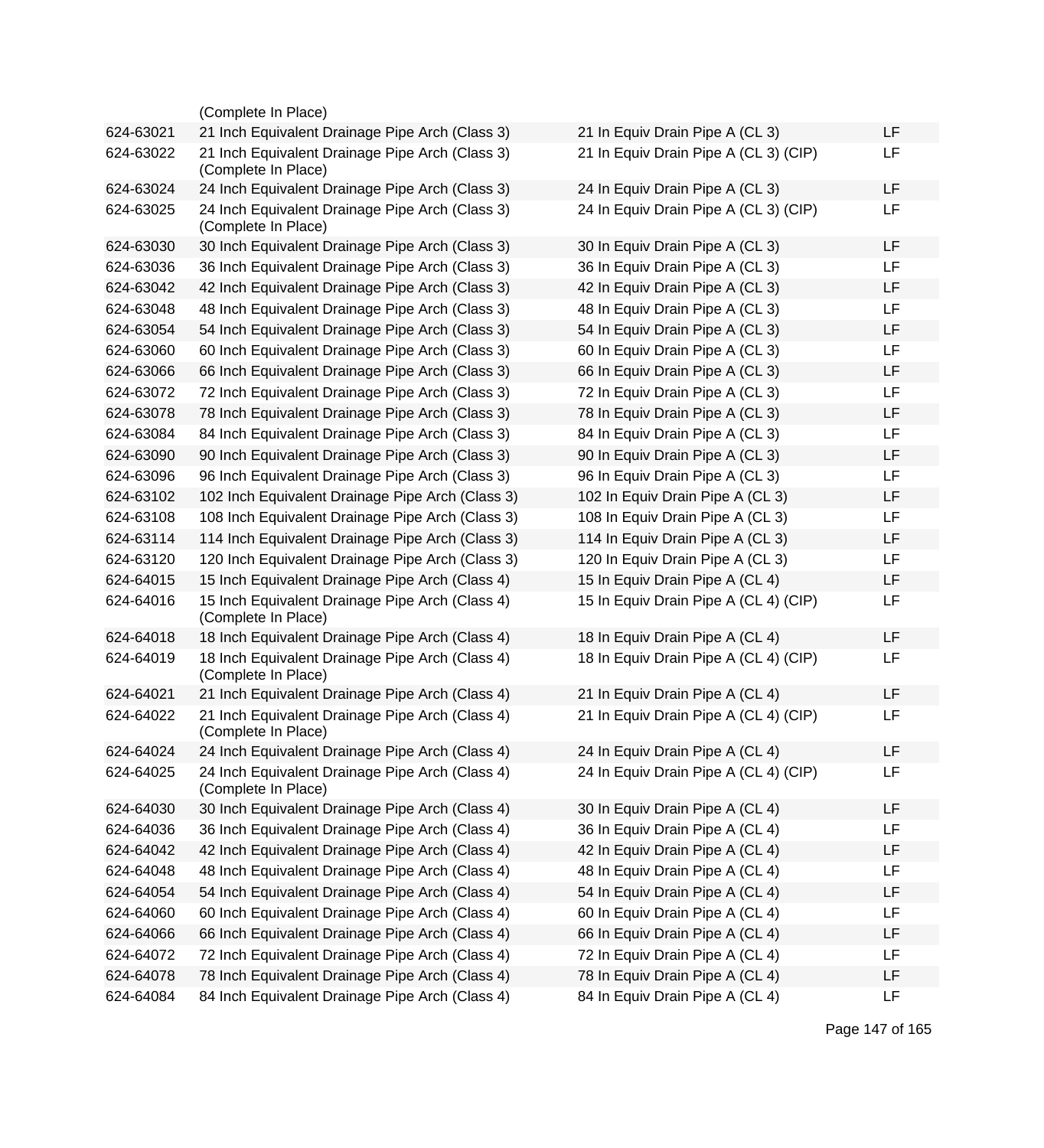| | | | |
|---|---|---|---|
| | (Complete In Place) | | |
| 624-63021 | 21 Inch Equivalent Drainage Pipe Arch (Class 3) | 21 In Equiv Drain Pipe A (CL 3) | LF |
| 624-63022 | 21 Inch Equivalent Drainage Pipe Arch (Class 3) (Complete In Place) | 21 In Equiv Drain Pipe A (CL 3) (CIP) | LF |
| 624-63024 | 24 Inch Equivalent Drainage Pipe Arch (Class 3) | 24 In Equiv Drain Pipe A (CL 3) | LF |
| 624-63025 | 24 Inch Equivalent Drainage Pipe Arch (Class 3) (Complete In Place) | 24 In Equiv Drain Pipe A (CL 3) (CIP) | LF |
| 624-63030 | 30 Inch Equivalent Drainage Pipe Arch (Class 3) | 30 In Equiv Drain Pipe A (CL 3) | LF |
| 624-63036 | 36 Inch Equivalent Drainage Pipe Arch (Class 3) | 36 In Equiv Drain Pipe A (CL 3) | LF |
| 624-63042 | 42 Inch Equivalent Drainage Pipe Arch (Class 3) | 42 In Equiv Drain Pipe A (CL 3) | LF |
| 624-63048 | 48 Inch Equivalent Drainage Pipe Arch (Class 3) | 48 In Equiv Drain Pipe A (CL 3) | LF |
| 624-63054 | 54 Inch Equivalent Drainage Pipe Arch (Class 3) | 54 In Equiv Drain Pipe A (CL 3) | LF |
| 624-63060 | 60 Inch Equivalent Drainage Pipe Arch (Class 3) | 60 In Equiv Drain Pipe A (CL 3) | LF |
| 624-63066 | 66 Inch Equivalent Drainage Pipe Arch (Class 3) | 66 In Equiv Drain Pipe A (CL 3) | LF |
| 624-63072 | 72 Inch Equivalent Drainage Pipe Arch (Class 3) | 72 In Equiv Drain Pipe A (CL 3) | LF |
| 624-63078 | 78 Inch Equivalent Drainage Pipe Arch (Class 3) | 78 In Equiv Drain Pipe A (CL 3) | LF |
| 624-63084 | 84 Inch Equivalent Drainage Pipe Arch (Class 3) | 84 In Equiv Drain Pipe A (CL 3) | LF |
| 624-63090 | 90 Inch Equivalent Drainage Pipe Arch (Class 3) | 90 In Equiv Drain Pipe A (CL 3) | LF |
| 624-63096 | 96 Inch Equivalent Drainage Pipe Arch (Class 3) | 96 In Equiv Drain Pipe A (CL 3) | LF |
| 624-63102 | 102 Inch Equivalent Drainage Pipe Arch (Class 3) | 102 In Equiv Drain Pipe A (CL 3) | LF |
| 624-63108 | 108 Inch Equivalent Drainage Pipe Arch (Class 3) | 108 In Equiv Drain Pipe A (CL 3) | LF |
| 624-63114 | 114 Inch Equivalent Drainage Pipe Arch (Class 3) | 114 In Equiv Drain Pipe A (CL 3) | LF |
| 624-63120 | 120 Inch Equivalent Drainage Pipe Arch (Class 3) | 120 In Equiv Drain Pipe A (CL 3) | LF |
| 624-64015 | 15 Inch Equivalent Drainage Pipe Arch (Class 4) | 15 In Equiv Drain Pipe A (CL 4) | LF |
| 624-64016 | 15 Inch Equivalent Drainage Pipe Arch (Class 4) (Complete In Place) | 15 In Equiv Drain Pipe A (CL 4) (CIP) | LF |
| 624-64018 | 18 Inch Equivalent Drainage Pipe Arch (Class 4) | 18 In Equiv Drain Pipe A (CL 4) | LF |
| 624-64019 | 18 Inch Equivalent Drainage Pipe Arch (Class 4) (Complete In Place) | 18 In Equiv Drain Pipe A (CL 4) (CIP) | LF |
| 624-64021 | 21 Inch Equivalent Drainage Pipe Arch (Class 4) | 21 In Equiv Drain Pipe A (CL 4) | LF |
| 624-64022 | 21 Inch Equivalent Drainage Pipe Arch (Class 4) (Complete In Place) | 21 In Equiv Drain Pipe A (CL 4) (CIP) | LF |
| 624-64024 | 24 Inch Equivalent Drainage Pipe Arch (Class 4) | 24 In Equiv Drain Pipe A (CL 4) | LF |
| 624-64025 | 24 Inch Equivalent Drainage Pipe Arch (Class 4) (Complete In Place) | 24 In Equiv Drain Pipe A (CL 4) (CIP) | LF |
| 624-64030 | 30 Inch Equivalent Drainage Pipe Arch (Class 4) | 30 In Equiv Drain Pipe A (CL 4) | LF |
| 624-64036 | 36 Inch Equivalent Drainage Pipe Arch (Class 4) | 36 In Equiv Drain Pipe A (CL 4) | LF |
| 624-64042 | 42 Inch Equivalent Drainage Pipe Arch (Class 4) | 42 In Equiv Drain Pipe A (CL 4) | LF |
| 624-64048 | 48 Inch Equivalent Drainage Pipe Arch (Class 4) | 48 In Equiv Drain Pipe A (CL 4) | LF |
| 624-64054 | 54 Inch Equivalent Drainage Pipe Arch (Class 4) | 54 In Equiv Drain Pipe A (CL 4) | LF |
| 624-64060 | 60 Inch Equivalent Drainage Pipe Arch (Class 4) | 60 In Equiv Drain Pipe A (CL 4) | LF |
| 624-64066 | 66 Inch Equivalent Drainage Pipe Arch (Class 4) | 66 In Equiv Drain Pipe A (CL 4) | LF |
| 624-64072 | 72 Inch Equivalent Drainage Pipe Arch (Class 4) | 72 In Equiv Drain Pipe A (CL 4) | LF |
| 624-64078 | 78 Inch Equivalent Drainage Pipe Arch (Class 4) | 78 In Equiv Drain Pipe A (CL 4) | LF |
| 624-64084 | 84 Inch Equivalent Drainage Pipe Arch (Class 4) | 84 In Equiv Drain Pipe A (CL 4) | LF |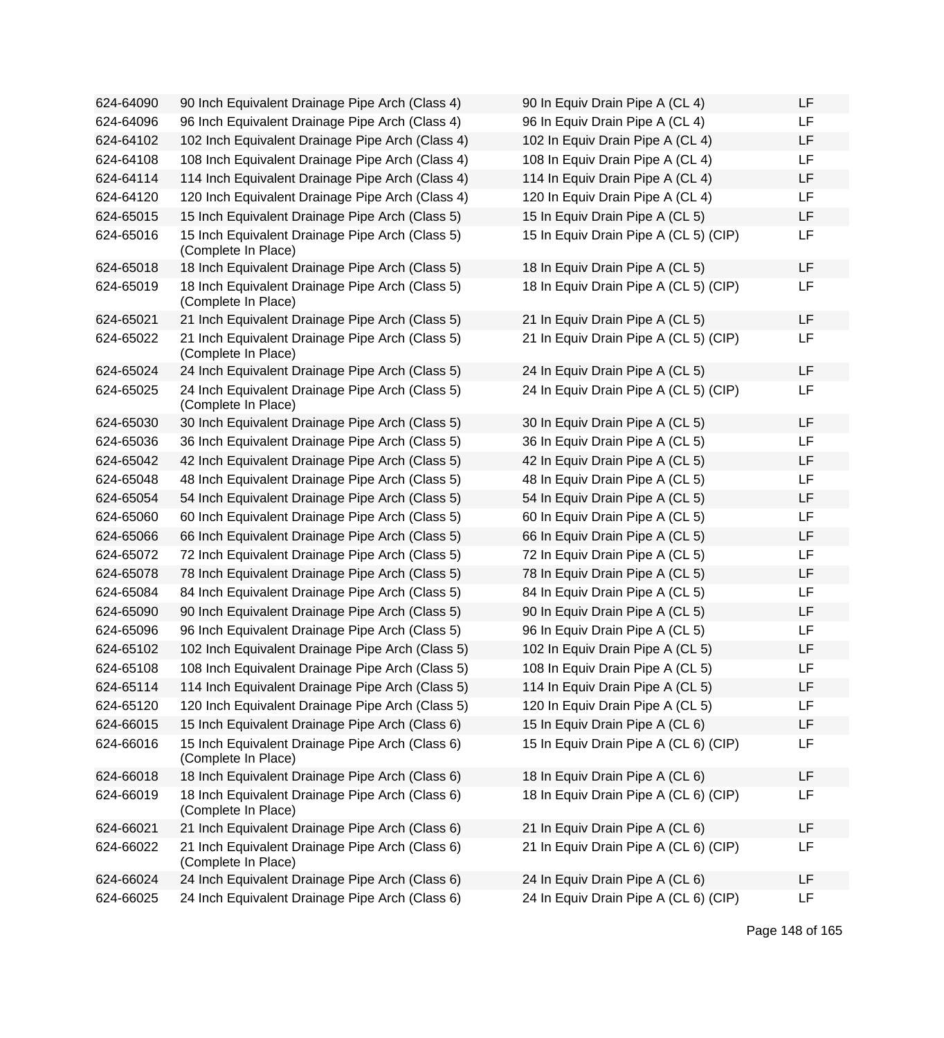| | | | |
|---|---|---|---|
| 624-64090 | 90 Inch Equivalent Drainage Pipe Arch (Class 4) | 90 In Equiv Drain Pipe A (CL 4) | LF |
| 624-64096 | 96 Inch Equivalent Drainage Pipe Arch (Class 4) | 96 In Equiv Drain Pipe A (CL 4) | LF |
| 624-64102 | 102 Inch Equivalent Drainage Pipe Arch (Class 4) | 102 In Equiv Drain Pipe A (CL 4) | LF |
| 624-64108 | 108 Inch Equivalent Drainage Pipe Arch (Class 4) | 108 In Equiv Drain Pipe A (CL 4) | LF |
| 624-64114 | 114 Inch Equivalent Drainage Pipe Arch (Class 4) | 114 In Equiv Drain Pipe A (CL 4) | LF |
| 624-64120 | 120 Inch Equivalent Drainage Pipe Arch (Class 4) | 120 In Equiv Drain Pipe A (CL 4) | LF |
| 624-65015 | 15 Inch Equivalent Drainage Pipe Arch (Class 5) | 15 In Equiv Drain Pipe A (CL 5) | LF |
| 624-65016 | 15 Inch Equivalent Drainage Pipe Arch (Class 5) (Complete In Place) | 15 In Equiv Drain Pipe A (CL 5) (CIP) | LF |
| 624-65018 | 18 Inch Equivalent Drainage Pipe Arch (Class 5) | 18 In Equiv Drain Pipe A (CL 5) | LF |
| 624-65019 | 18 Inch Equivalent Drainage Pipe Arch (Class 5) (Complete In Place) | 18 In Equiv Drain Pipe A (CL 5) (CIP) | LF |
| 624-65021 | 21 Inch Equivalent Drainage Pipe Arch (Class 5) | 21 In Equiv Drain Pipe A (CL 5) | LF |
| 624-65022 | 21 Inch Equivalent Drainage Pipe Arch (Class 5) (Complete In Place) | 21 In Equiv Drain Pipe A (CL 5) (CIP) | LF |
| 624-65024 | 24 Inch Equivalent Drainage Pipe Arch (Class 5) | 24 In Equiv Drain Pipe A (CL 5) | LF |
| 624-65025 | 24 Inch Equivalent Drainage Pipe Arch (Class 5) (Complete In Place) | 24 In Equiv Drain Pipe A (CL 5) (CIP) | LF |
| 624-65030 | 30 Inch Equivalent Drainage Pipe Arch (Class 5) | 30 In Equiv Drain Pipe A (CL 5) | LF |
| 624-65036 | 36 Inch Equivalent Drainage Pipe Arch (Class 5) | 36 In Equiv Drain Pipe A (CL 5) | LF |
| 624-65042 | 42 Inch Equivalent Drainage Pipe Arch (Class 5) | 42 In Equiv Drain Pipe A (CL 5) | LF |
| 624-65048 | 48 Inch Equivalent Drainage Pipe Arch (Class 5) | 48 In Equiv Drain Pipe A (CL 5) | LF |
| 624-65054 | 54 Inch Equivalent Drainage Pipe Arch (Class 5) | 54 In Equiv Drain Pipe A (CL 5) | LF |
| 624-65060 | 60 Inch Equivalent Drainage Pipe Arch (Class 5) | 60 In Equiv Drain Pipe A (CL 5) | LF |
| 624-65066 | 66 Inch Equivalent Drainage Pipe Arch (Class 5) | 66 In Equiv Drain Pipe A (CL 5) | LF |
| 624-65072 | 72 Inch Equivalent Drainage Pipe Arch (Class 5) | 72 In Equiv Drain Pipe A (CL 5) | LF |
| 624-65078 | 78 Inch Equivalent Drainage Pipe Arch (Class 5) | 78 In Equiv Drain Pipe A (CL 5) | LF |
| 624-65084 | 84 Inch Equivalent Drainage Pipe Arch (Class 5) | 84 In Equiv Drain Pipe A (CL 5) | LF |
| 624-65090 | 90 Inch Equivalent Drainage Pipe Arch (Class 5) | 90 In Equiv Drain Pipe A (CL 5) | LF |
| 624-65096 | 96 Inch Equivalent Drainage Pipe Arch (Class 5) | 96 In Equiv Drain Pipe A (CL 5) | LF |
| 624-65102 | 102 Inch Equivalent Drainage Pipe Arch (Class 5) | 102 In Equiv Drain Pipe A (CL 5) | LF |
| 624-65108 | 108 Inch Equivalent Drainage Pipe Arch (Class 5) | 108 In Equiv Drain Pipe A (CL 5) | LF |
| 624-65114 | 114 Inch Equivalent Drainage Pipe Arch (Class 5) | 114 In Equiv Drain Pipe A (CL 5) | LF |
| 624-65120 | 120 Inch Equivalent Drainage Pipe Arch (Class 5) | 120 In Equiv Drain Pipe A (CL 5) | LF |
| 624-66015 | 15 Inch Equivalent Drainage Pipe Arch (Class 6) | 15 In Equiv Drain Pipe A (CL 6) | LF |
| 624-66016 | 15 Inch Equivalent Drainage Pipe Arch (Class 6) (Complete In Place) | 15 In Equiv Drain Pipe A (CL 6) (CIP) | LF |
| 624-66018 | 18 Inch Equivalent Drainage Pipe Arch (Class 6) | 18 In Equiv Drain Pipe A (CL 6) | LF |
| 624-66019 | 18 Inch Equivalent Drainage Pipe Arch (Class 6) (Complete In Place) | 18 In Equiv Drain Pipe A (CL 6) (CIP) | LF |
| 624-66021 | 21 Inch Equivalent Drainage Pipe Arch (Class 6) | 21 In Equiv Drain Pipe A (CL 6) | LF |
| 624-66022 | 21 Inch Equivalent Drainage Pipe Arch (Class 6) (Complete In Place) | 21 In Equiv Drain Pipe A (CL 6) (CIP) | LF |
| 624-66024 | 24 Inch Equivalent Drainage Pipe Arch (Class 6) | 24 In Equiv Drain Pipe A (CL 6) | LF |
| 624-66025 | 24 Inch Equivalent Drainage Pipe Arch (Class 6) | 24 In Equiv Drain Pipe A (CL 6) (CIP) | LF |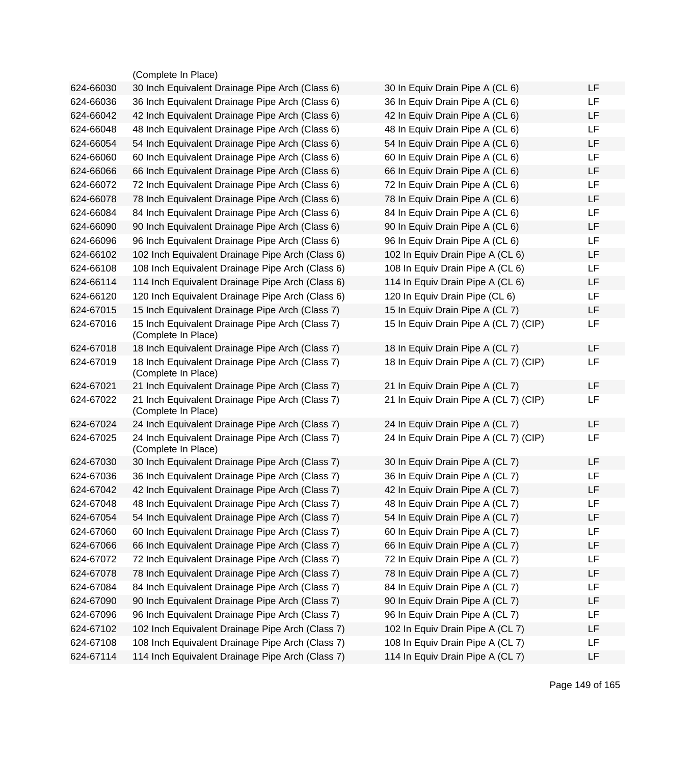| | | | |
|---|---|---|---|
| | (Complete In Place) | | |
| 624-66030 | 30 Inch Equivalent Drainage Pipe Arch (Class 6) | 30 In Equiv Drain Pipe A (CL 6) | LF |
| 624-66036 | 36 Inch Equivalent Drainage Pipe Arch (Class 6) | 36 In Equiv Drain Pipe A (CL 6) | LF |
| 624-66042 | 42 Inch Equivalent Drainage Pipe Arch (Class 6) | 42 In Equiv Drain Pipe A (CL 6) | LF |
| 624-66048 | 48 Inch Equivalent Drainage Pipe Arch (Class 6) | 48 In Equiv Drain Pipe A (CL 6) | LF |
| 624-66054 | 54 Inch Equivalent Drainage Pipe Arch (Class 6) | 54 In Equiv Drain Pipe A (CL 6) | LF |
| 624-66060 | 60 Inch Equivalent Drainage Pipe Arch (Class 6) | 60 In Equiv Drain Pipe A (CL 6) | LF |
| 624-66066 | 66 Inch Equivalent Drainage Pipe Arch (Class 6) | 66 In Equiv Drain Pipe A (CL 6) | LF |
| 624-66072 | 72 Inch Equivalent Drainage Pipe Arch (Class 6) | 72 In Equiv Drain Pipe A (CL 6) | LF |
| 624-66078 | 78 Inch Equivalent Drainage Pipe Arch (Class 6) | 78 In Equiv Drain Pipe A (CL 6) | LF |
| 624-66084 | 84 Inch Equivalent Drainage Pipe Arch (Class 6) | 84 In Equiv Drain Pipe A (CL 6) | LF |
| 624-66090 | 90 Inch Equivalent Drainage Pipe Arch (Class 6) | 90 In Equiv Drain Pipe A (CL 6) | LF |
| 624-66096 | 96 Inch Equivalent Drainage Pipe Arch (Class 6) | 96 In Equiv Drain Pipe A (CL 6) | LF |
| 624-66102 | 102 Inch Equivalent Drainage Pipe Arch (Class 6) | 102 In Equiv Drain Pipe A (CL 6) | LF |
| 624-66108 | 108 Inch Equivalent Drainage Pipe Arch (Class 6) | 108 In Equiv Drain Pipe A (CL 6) | LF |
| 624-66114 | 114 Inch Equivalent Drainage Pipe Arch (Class 6) | 114 In Equiv Drain Pipe A (CL 6) | LF |
| 624-66120 | 120 Inch Equivalent Drainage Pipe Arch (Class 6) | 120 In Equiv Drain Pipe (CL 6) | LF |
| 624-67015 | 15 Inch Equivalent Drainage Pipe Arch (Class 7) | 15 In Equiv Drain Pipe A (CL 7) | LF |
| 624-67016 | 15 Inch Equivalent Drainage Pipe Arch (Class 7) (Complete In Place) | 15 In Equiv Drain Pipe A (CL 7) (CIP) | LF |
| 624-67018 | 18 Inch Equivalent Drainage Pipe Arch (Class 7) | 18 In Equiv Drain Pipe A (CL 7) | LF |
| 624-67019 | 18 Inch Equivalent Drainage Pipe Arch (Class 7) (Complete In Place) | 18 In Equiv Drain Pipe A (CL 7) (CIP) | LF |
| 624-67021 | 21 Inch Equivalent Drainage Pipe Arch (Class 7) | 21 In Equiv Drain Pipe A (CL 7) | LF |
| 624-67022 | 21 Inch Equivalent Drainage Pipe Arch (Class 7) (Complete In Place) | 21 In Equiv Drain Pipe A (CL 7) (CIP) | LF |
| 624-67024 | 24 Inch Equivalent Drainage Pipe Arch (Class 7) | 24 In Equiv Drain Pipe A (CL 7) | LF |
| 624-67025 | 24 Inch Equivalent Drainage Pipe Arch (Class 7) (Complete In Place) | 24 In Equiv Drain Pipe A (CL 7) (CIP) | LF |
| 624-67030 | 30 Inch Equivalent Drainage Pipe Arch (Class 7) | 30 In Equiv Drain Pipe A (CL 7) | LF |
| 624-67036 | 36 Inch Equivalent Drainage Pipe Arch (Class 7) | 36 In Equiv Drain Pipe A (CL 7) | LF |
| 624-67042 | 42 Inch Equivalent Drainage Pipe Arch (Class 7) | 42 In Equiv Drain Pipe A (CL 7) | LF |
| 624-67048 | 48 Inch Equivalent Drainage Pipe Arch (Class 7) | 48 In Equiv Drain Pipe A (CL 7) | LF |
| 624-67054 | 54 Inch Equivalent Drainage Pipe Arch (Class 7) | 54 In Equiv Drain Pipe A (CL 7) | LF |
| 624-67060 | 60 Inch Equivalent Drainage Pipe Arch (Class 7) | 60 In Equiv Drain Pipe A (CL 7) | LF |
| 624-67066 | 66 Inch Equivalent Drainage Pipe Arch (Class 7) | 66 In Equiv Drain Pipe A (CL 7) | LF |
| 624-67072 | 72 Inch Equivalent Drainage Pipe Arch (Class 7) | 72 In Equiv Drain Pipe A (CL 7) | LF |
| 624-67078 | 78 Inch Equivalent Drainage Pipe Arch (Class 7) | 78 In Equiv Drain Pipe A (CL 7) | LF |
| 624-67084 | 84 Inch Equivalent Drainage Pipe Arch (Class 7) | 84 In Equiv Drain Pipe A (CL 7) | LF |
| 624-67090 | 90 Inch Equivalent Drainage Pipe Arch (Class 7) | 90 In Equiv Drain Pipe A (CL 7) | LF |
| 624-67096 | 96 Inch Equivalent Drainage Pipe Arch (Class 7) | 96 In Equiv Drain Pipe A (CL 7) | LF |
| 624-67102 | 102 Inch Equivalent Drainage Pipe Arch (Class 7) | 102 In Equiv Drain Pipe A (CL 7) | LF |
| 624-67108 | 108 Inch Equivalent Drainage Pipe Arch (Class 7) | 108 In Equiv Drain Pipe A (CL 7) | LF |
| 624-67114 | 114 Inch Equivalent Drainage Pipe Arch (Class 7) | 114 In Equiv Drain Pipe A (CL 7) | LF |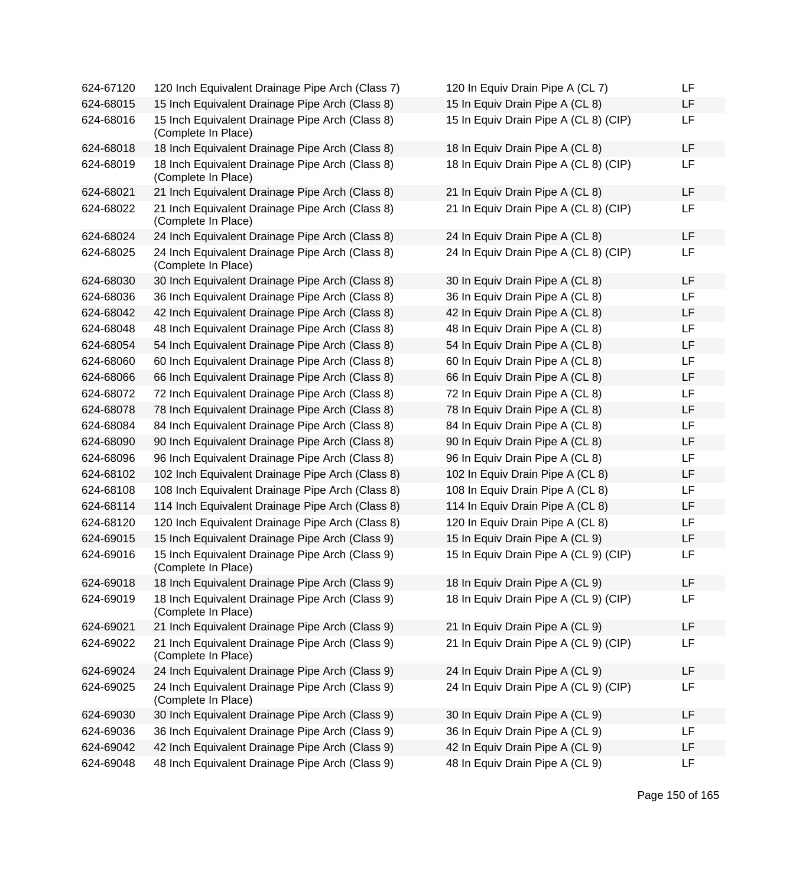| | | | |
|---|---|---|---|
| 624-67120 | 120 Inch Equivalent Drainage Pipe Arch (Class 7) | 120 In Equiv Drain Pipe A (CL 7) | LF |
| 624-68015 | 15 Inch Equivalent Drainage Pipe Arch (Class 8) | 15 In Equiv Drain Pipe A (CL 8) | LF |
| 624-68016 | 15 Inch Equivalent Drainage Pipe Arch (Class 8) (Complete In Place) | 15 In Equiv Drain Pipe A (CL 8) (CIP) | LF |
| 624-68018 | 18 Inch Equivalent Drainage Pipe Arch (Class 8) | 18 In Equiv Drain Pipe A (CL 8) | LF |
| 624-68019 | 18 Inch Equivalent Drainage Pipe Arch (Class 8) (Complete In Place) | 18 In Equiv Drain Pipe A (CL 8) (CIP) | LF |
| 624-68021 | 21 Inch Equivalent Drainage Pipe Arch (Class 8) | 21 In Equiv Drain Pipe A (CL 8) | LF |
| 624-68022 | 21 Inch Equivalent Drainage Pipe Arch (Class 8) (Complete In Place) | 21 In Equiv Drain Pipe A (CL 8) (CIP) | LF |
| 624-68024 | 24 Inch Equivalent Drainage Pipe Arch (Class 8) | 24 In Equiv Drain Pipe A (CL 8) | LF |
| 624-68025 | 24 Inch Equivalent Drainage Pipe Arch (Class 8) (Complete In Place) | 24 In Equiv Drain Pipe A (CL 8) (CIP) | LF |
| 624-68030 | 30 Inch Equivalent Drainage Pipe Arch (Class 8) | 30 In Equiv Drain Pipe A (CL 8) | LF |
| 624-68036 | 36 Inch Equivalent Drainage Pipe Arch (Class 8) | 36 In Equiv Drain Pipe A (CL 8) | LF |
| 624-68042 | 42 Inch Equivalent Drainage Pipe Arch (Class 8) | 42 In Equiv Drain Pipe A (CL 8) | LF |
| 624-68048 | 48 Inch Equivalent Drainage Pipe Arch (Class 8) | 48 In Equiv Drain Pipe A (CL 8) | LF |
| 624-68054 | 54 Inch Equivalent Drainage Pipe Arch (Class 8) | 54 In Equiv Drain Pipe A (CL 8) | LF |
| 624-68060 | 60 Inch Equivalent Drainage Pipe Arch (Class 8) | 60 In Equiv Drain Pipe A (CL 8) | LF |
| 624-68066 | 66 Inch Equivalent Drainage Pipe Arch (Class 8) | 66 In Equiv Drain Pipe A (CL 8) | LF |
| 624-68072 | 72 Inch Equivalent Drainage Pipe Arch (Class 8) | 72 In Equiv Drain Pipe A (CL 8) | LF |
| 624-68078 | 78 Inch Equivalent Drainage Pipe Arch (Class 8) | 78 In Equiv Drain Pipe A (CL 8) | LF |
| 624-68084 | 84 Inch Equivalent Drainage Pipe Arch (Class 8) | 84 In Equiv Drain Pipe A (CL 8) | LF |
| 624-68090 | 90 Inch Equivalent Drainage Pipe Arch (Class 8) | 90 In Equiv Drain Pipe A (CL 8) | LF |
| 624-68096 | 96 Inch Equivalent Drainage Pipe Arch (Class 8) | 96 In Equiv Drain Pipe A (CL 8) | LF |
| 624-68102 | 102 Inch Equivalent Drainage Pipe Arch (Class 8) | 102 In Equiv Drain Pipe A (CL 8) | LF |
| 624-68108 | 108 Inch Equivalent Drainage Pipe Arch (Class 8) | 108 In Equiv Drain Pipe A (CL 8) | LF |
| 624-68114 | 114 Inch Equivalent Drainage Pipe Arch (Class 8) | 114 In Equiv Drain Pipe A (CL 8) | LF |
| 624-68120 | 120 Inch Equivalent Drainage Pipe Arch (Class 8) | 120 In Equiv Drain Pipe A (CL 8) | LF |
| 624-69015 | 15 Inch Equivalent Drainage Pipe Arch (Class 9) | 15 In Equiv Drain Pipe A (CL 9) | LF |
| 624-69016 | 15 Inch Equivalent Drainage Pipe Arch (Class 9) (Complete In Place) | 15 In Equiv Drain Pipe A (CL 9) (CIP) | LF |
| 624-69018 | 18 Inch Equivalent Drainage Pipe Arch (Class 9) | 18 In Equiv Drain Pipe A (CL 9) | LF |
| 624-69019 | 18 Inch Equivalent Drainage Pipe Arch (Class 9) (Complete In Place) | 18 In Equiv Drain Pipe A (CL 9) (CIP) | LF |
| 624-69021 | 21 Inch Equivalent Drainage Pipe Arch (Class 9) | 21 In Equiv Drain Pipe A (CL 9) | LF |
| 624-69022 | 21 Inch Equivalent Drainage Pipe Arch (Class 9) (Complete In Place) | 21 In Equiv Drain Pipe A (CL 9) (CIP) | LF |
| 624-69024 | 24 Inch Equivalent Drainage Pipe Arch (Class 9) | 24 In Equiv Drain Pipe A (CL 9) | LF |
| 624-69025 | 24 Inch Equivalent Drainage Pipe Arch (Class 9) (Complete In Place) | 24 In Equiv Drain Pipe A (CL 9) (CIP) | LF |
| 624-69030 | 30 Inch Equivalent Drainage Pipe Arch (Class 9) | 30 In Equiv Drain Pipe A (CL 9) | LF |
| 624-69036 | 36 Inch Equivalent Drainage Pipe Arch (Class 9) | 36 In Equiv Drain Pipe A (CL 9) | LF |
| 624-69042 | 42 Inch Equivalent Drainage Pipe Arch (Class 9) | 42 In Equiv Drain Pipe A (CL 9) | LF |
| 624-69048 | 48 Inch Equivalent Drainage Pipe Arch (Class 9) | 48 In Equiv Drain Pipe A (CL 9) | LF |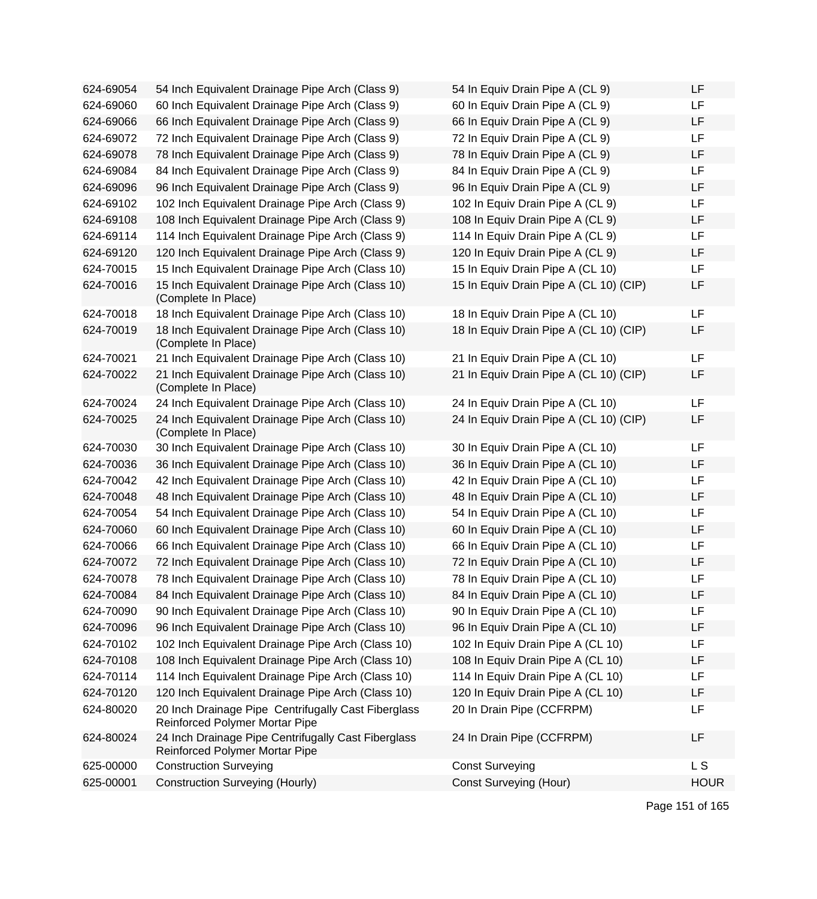| | | | |
|---|---|---|---|
| 624-69054 | 54 Inch Equivalent Drainage Pipe Arch (Class 9) | 54 In Equiv Drain Pipe A (CL 9) | LF |
| 624-69060 | 60 Inch Equivalent Drainage Pipe Arch (Class 9) | 60 In Equiv Drain Pipe A (CL 9) | LF |
| 624-69066 | 66 Inch Equivalent Drainage Pipe Arch (Class 9) | 66 In Equiv Drain Pipe A (CL 9) | LF |
| 624-69072 | 72 Inch Equivalent Drainage Pipe Arch (Class 9) | 72 In Equiv Drain Pipe A (CL 9) | LF |
| 624-69078 | 78 Inch Equivalent Drainage Pipe Arch (Class 9) | 78 In Equiv Drain Pipe A (CL 9) | LF |
| 624-69084 | 84 Inch Equivalent Drainage Pipe Arch (Class 9) | 84 In Equiv Drain Pipe A (CL 9) | LF |
| 624-69096 | 96 Inch Equivalent Drainage Pipe Arch (Class 9) | 96 In Equiv Drain Pipe A (CL 9) | LF |
| 624-69102 | 102 Inch Equivalent Drainage Pipe Arch (Class 9) | 102 In Equiv Drain Pipe A (CL 9) | LF |
| 624-69108 | 108 Inch Equivalent Drainage Pipe Arch (Class 9) | 108 In Equiv Drain Pipe A (CL 9) | LF |
| 624-69114 | 114 Inch Equivalent Drainage Pipe Arch (Class 9) | 114 In Equiv Drain Pipe A (CL 9) | LF |
| 624-69120 | 120 Inch Equivalent Drainage Pipe Arch (Class 9) | 120 In Equiv Drain Pipe A (CL 9) | LF |
| 624-70015 | 15 Inch Equivalent Drainage Pipe Arch (Class 10) | 15 In Equiv Drain Pipe A (CL 10) | LF |
| 624-70016 | 15 Inch Equivalent Drainage Pipe Arch (Class 10) (Complete In Place) | 15 In Equiv Drain Pipe A (CL 10) (CIP) | LF |
| 624-70018 | 18 Inch Equivalent Drainage Pipe Arch (Class 10) | 18 In Equiv Drain Pipe A (CL 10) | LF |
| 624-70019 | 18 Inch Equivalent Drainage Pipe Arch (Class 10) (Complete In Place) | 18 In Equiv Drain Pipe A (CL 10) (CIP) | LF |
| 624-70021 | 21 Inch Equivalent Drainage Pipe Arch (Class 10) | 21 In Equiv Drain Pipe A (CL 10) | LF |
| 624-70022 | 21 Inch Equivalent Drainage Pipe Arch (Class 10) (Complete In Place) | 21 In Equiv Drain Pipe A (CL 10) (CIP) | LF |
| 624-70024 | 24 Inch Equivalent Drainage Pipe Arch (Class 10) | 24 In Equiv Drain Pipe A (CL 10) | LF |
| 624-70025 | 24 Inch Equivalent Drainage Pipe Arch (Class 10) (Complete In Place) | 24 In Equiv Drain Pipe A (CL 10) (CIP) | LF |
| 624-70030 | 30 Inch Equivalent Drainage Pipe Arch (Class 10) | 30 In Equiv Drain Pipe A (CL 10) | LF |
| 624-70036 | 36 Inch Equivalent Drainage Pipe Arch (Class 10) | 36 In Equiv Drain Pipe A (CL 10) | LF |
| 624-70042 | 42 Inch Equivalent Drainage Pipe Arch (Class 10) | 42 In Equiv Drain Pipe A (CL 10) | LF |
| 624-70048 | 48 Inch Equivalent Drainage Pipe Arch (Class 10) | 48 In Equiv Drain Pipe A (CL 10) | LF |
| 624-70054 | 54 Inch Equivalent Drainage Pipe Arch (Class 10) | 54 In Equiv Drain Pipe A (CL 10) | LF |
| 624-70060 | 60 Inch Equivalent Drainage Pipe Arch (Class 10) | 60 In Equiv Drain Pipe A (CL 10) | LF |
| 624-70066 | 66 Inch Equivalent Drainage Pipe Arch (Class 10) | 66 In Equiv Drain Pipe A (CL 10) | LF |
| 624-70072 | 72 Inch Equivalent Drainage Pipe Arch (Class 10) | 72 In Equiv Drain Pipe A (CL 10) | LF |
| 624-70078 | 78 Inch Equivalent Drainage Pipe Arch (Class 10) | 78 In Equiv Drain Pipe A (CL 10) | LF |
| 624-70084 | 84 Inch Equivalent Drainage Pipe Arch (Class 10) | 84 In Equiv Drain Pipe A (CL 10) | LF |
| 624-70090 | 90 Inch Equivalent Drainage Pipe Arch (Class 10) | 90 In Equiv Drain Pipe A (CL 10) | LF |
| 624-70096 | 96 Inch Equivalent Drainage Pipe Arch (Class 10) | 96 In Equiv Drain Pipe A (CL 10) | LF |
| 624-70102 | 102 Inch Equivalent Drainage Pipe Arch (Class 10) | 102 In Equiv Drain Pipe A (CL 10) | LF |
| 624-70108 | 108 Inch Equivalent Drainage Pipe Arch (Class 10) | 108 In Equiv Drain Pipe A (CL 10) | LF |
| 624-70114 | 114 Inch Equivalent Drainage Pipe Arch (Class 10) | 114 In Equiv Drain Pipe A (CL 10) | LF |
| 624-70120 | 120 Inch Equivalent Drainage Pipe Arch (Class 10) | 120 In Equiv Drain Pipe A (CL 10) | LF |
| 624-80020 | 20 Inch Drainage Pipe Centrifugally Cast Fiberglass Reinforced Polymer Mortar Pipe | 20 In Drain Pipe (CCFRPM) | LF |
| 624-80024 | 24 Inch Drainage Pipe Centrifugally Cast Fiberglass Reinforced Polymer Mortar Pipe | 24 In Drain Pipe (CCFRPM) | LF |
| 625-00000 | Construction Surveying | Const Surveying | L S |
| 625-00001 | Construction Surveying (Hourly) | Const Surveying (Hour) | HOUR |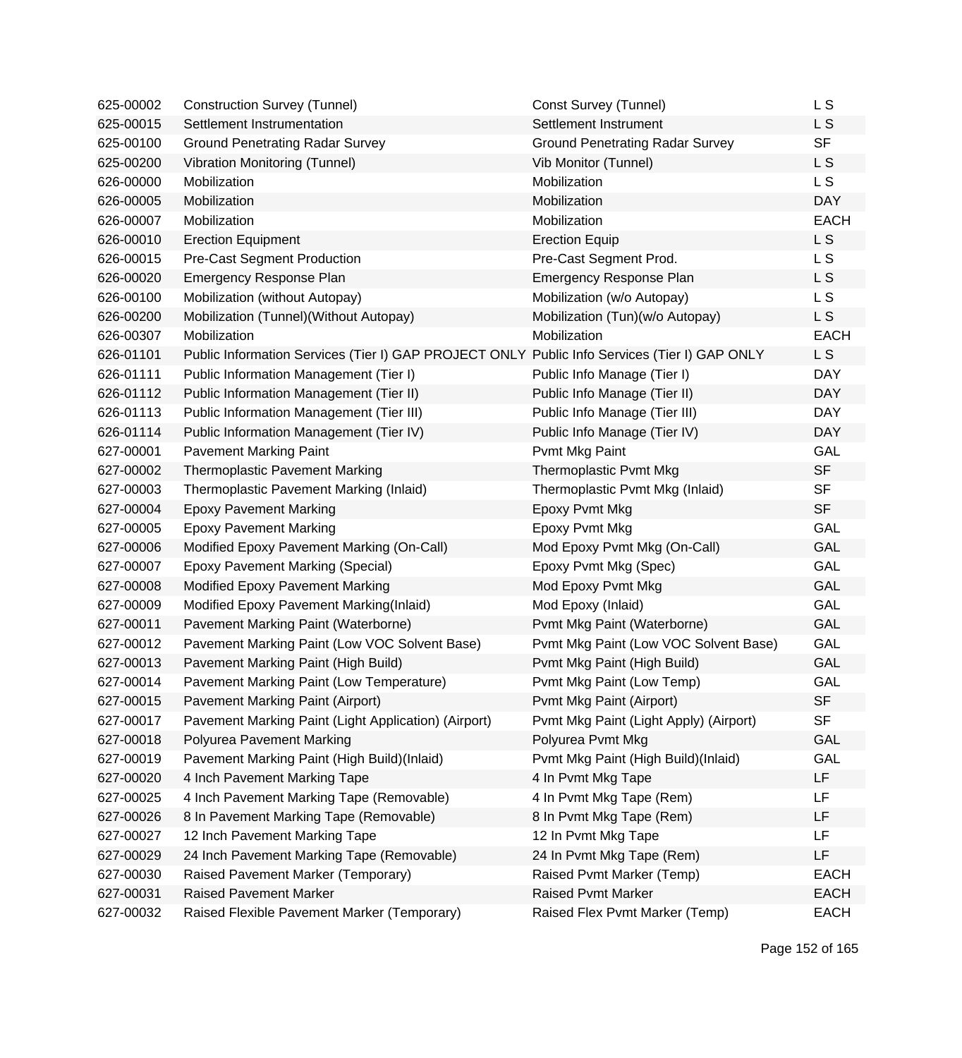| | | | |
|---|---|---|---|
| 625-00002 | Construction Survey (Tunnel) | Const Survey (Tunnel) | L S |
| 625-00015 | Settlement Instrumentation | Settlement Instrument | L S |
| 625-00100 | Ground Penetrating Radar Survey | Ground Penetrating Radar Survey | SF |
| 625-00200 | Vibration Monitoring (Tunnel) | Vib Monitor (Tunnel) | L S |
| 626-00000 | Mobilization | Mobilization | L S |
| 626-00005 | Mobilization | Mobilization | DAY |
| 626-00007 | Mobilization | Mobilization | EACH |
| 626-00010 | Erection Equipment | Erection Equip | L S |
| 626-00015 | Pre-Cast Segment Production | Pre-Cast Segment Prod. | L S |
| 626-00020 | Emergency Response Plan | Emergency Response Plan | L S |
| 626-00100 | Mobilization (without Autopay) | Mobilization (w/o Autopay) | L S |
| 626-00200 | Mobilization (Tunnel)(Without Autopay) | Mobilization (Tun)(w/o Autopay) | L S |
| 626-00307 | Mobilization | Mobilization | EACH |
| 626-01101 | Public Information Services (Tier I) GAP PROJECT ONLY | Public Info Services (Tier I) GAP ONLY | L S |
| 626-01111 | Public Information Management (Tier I) | Public Info Manage (Tier I) | DAY |
| 626-01112 | Public Information Management (Tier II) | Public Info Manage (Tier II) | DAY |
| 626-01113 | Public Information Management (Tier III) | Public Info Manage (Tier III) | DAY |
| 626-01114 | Public Information Management (Tier IV) | Public Info Manage (Tier IV) | DAY |
| 627-00001 | Pavement Marking Paint | Pvmt Mkg Paint | GAL |
| 627-00002 | Thermoplastic Pavement Marking | Thermoplastic Pvmt Mkg | SF |
| 627-00003 | Thermoplastic Pavement Marking (Inlaid) | Thermoplastic Pvmt Mkg (Inlaid) | SF |
| 627-00004 | Epoxy Pavement Marking | Epoxy Pvmt Mkg | SF |
| 627-00005 | Epoxy Pavement Marking | Epoxy Pvmt Mkg | GAL |
| 627-00006 | Modified Epoxy Pavement Marking (On-Call) | Mod Epoxy Pvmt Mkg (On-Call) | GAL |
| 627-00007 | Epoxy Pavement Marking (Special) | Epoxy Pvmt Mkg (Spec) | GAL |
| 627-00008 | Modified Epoxy Pavement Marking | Mod Epoxy Pvmt Mkg | GAL |
| 627-00009 | Modified Epoxy Pavement Marking(Inlaid) | Mod Epoxy (Inlaid) | GAL |
| 627-00011 | Pavement Marking Paint (Waterborne) | Pvmt Mkg Paint (Waterborne) | GAL |
| 627-00012 | Pavement Marking Paint (Low VOC Solvent Base) | Pvmt Mkg Paint (Low VOC Solvent Base) | GAL |
| 627-00013 | Pavement Marking Paint (High Build) | Pvmt Mkg Paint (High Build) | GAL |
| 627-00014 | Pavement Marking Paint (Low Temperature) | Pvmt Mkg Paint (Low Temp) | GAL |
| 627-00015 | Pavement Marking Paint (Airport) | Pvmt Mkg Paint (Airport) | SF |
| 627-00017 | Pavement Marking Paint (Light Application) (Airport) | Pvmt Mkg Paint (Light Apply) (Airport) | SF |
| 627-00018 | Polyurea Pavement Marking | Polyurea Pvmt Mkg | GAL |
| 627-00019 | Pavement Marking Paint (High Build)(Inlaid) | Pvmt Mkg Paint (High Build)(Inlaid) | GAL |
| 627-00020 | 4 Inch Pavement Marking Tape | 4 In Pvmt Mkg Tape | LF |
| 627-00025 | 4 Inch Pavement Marking Tape (Removable) | 4 In Pvmt Mkg Tape (Rem) | LF |
| 627-00026 | 8 In Pavement Marking Tape (Removable) | 8 In Pvmt Mkg Tape (Rem) | LF |
| 627-00027 | 12 Inch Pavement Marking Tape | 12 In Pvmt Mkg Tape | LF |
| 627-00029 | 24 Inch Pavement Marking Tape (Removable) | 24 In Pvmt Mkg Tape (Rem) | LF |
| 627-00030 | Raised Pavement Marker (Temporary) | Raised Pvmt Marker (Temp) | EACH |
| 627-00031 | Raised Pavement Marker | Raised Pvmt Marker | EACH |
| 627-00032 | Raised Flexible Pavement Marker (Temporary) | Raised Flex Pvmt Marker (Temp) | EACH |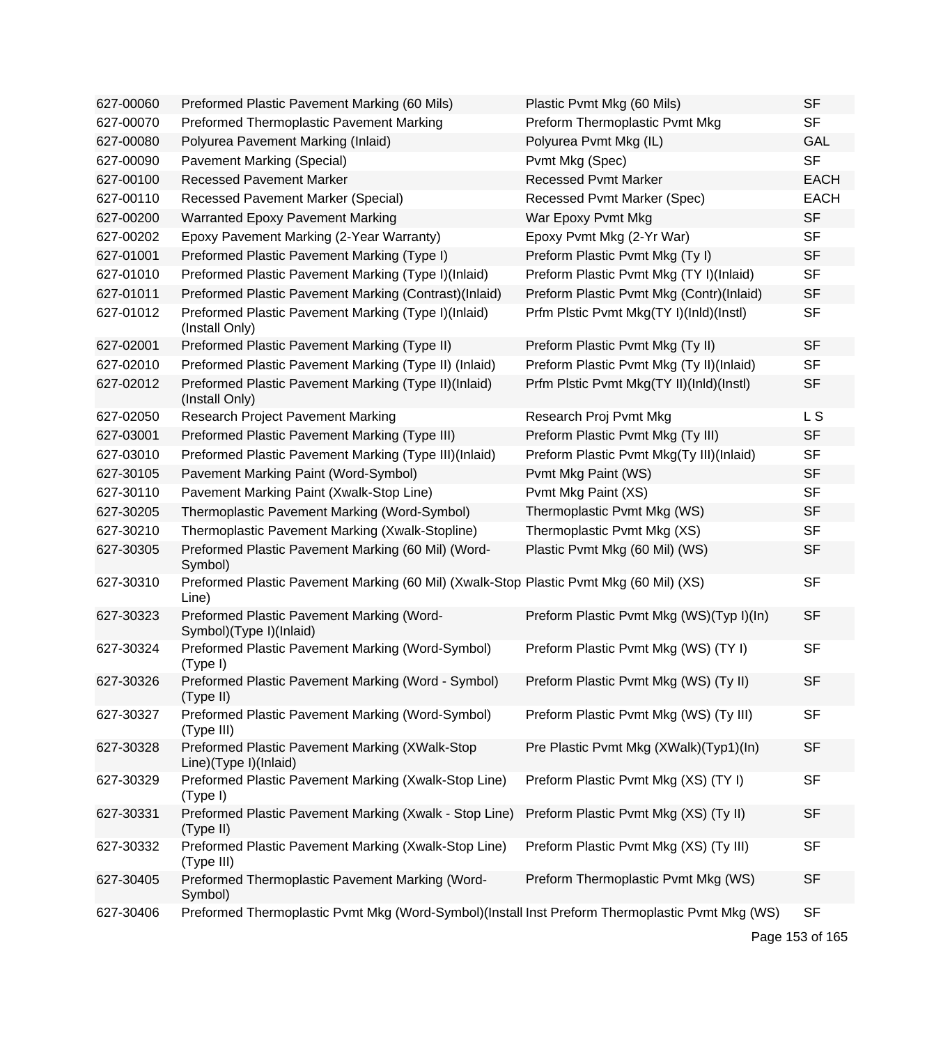| | | | |
|---|---|---|---|
| 627-00060 | Preformed Plastic Pavement Marking (60 Mils) | Plastic Pvmt Mkg (60 Mils) | SF |
| 627-00070 | Preformed Thermoplastic Pavement Marking | Preform Thermoplastic Pvmt Mkg | SF |
| 627-00080 | Polyurea Pavement Marking (Inlaid) | Polyurea Pvmt Mkg (IL) | GAL |
| 627-00090 | Pavement Marking (Special) | Pvmt Mkg (Spec) | SF |
| 627-00100 | Recessed Pavement Marker | Recessed Pvmt Marker | EACH |
| 627-00110 | Recessed Pavement Marker (Special) | Recessed Pvmt Marker (Spec) | EACH |
| 627-00200 | Warranted Epoxy Pavement Marking | War Epoxy Pvmt Mkg | SF |
| 627-00202 | Epoxy Pavement Marking (2-Year Warranty) | Epoxy Pvmt Mkg (2-Yr War) | SF |
| 627-01001 | Preformed Plastic Pavement Marking (Type I) | Preform Plastic Pvmt Mkg (Ty I) | SF |
| 627-01010 | Preformed Plastic Pavement Marking (Type I)(Inlaid) | Preform Plastic Pvmt Mkg (TY I)(Inlaid) | SF |
| 627-01011 | Preformed Plastic Pavement Marking (Contrast)(Inlaid) | Preform Plastic Pvmt Mkg (Contr)(Inlaid) | SF |
| 627-01012 | Preformed Plastic Pavement Marking (Type I)(Inlaid)(Install Only) | Prfm Plstic Pvmt Mkg(TY I)(Inld)(Instl) | SF |
| 627-02001 | Preformed Plastic Pavement Marking (Type II) | Preform Plastic Pvmt Mkg (Ty II) | SF |
| 627-02010 | Preformed Plastic Pavement Marking (Type II) (Inlaid) | Preform Plastic Pvmt Mkg (Ty II)(Inlaid) | SF |
| 627-02012 | Preformed Plastic Pavement Marking (Type II)(Inlaid)(Install Only) | Prfm Plstic Pvmt Mkg(TY II)(Inld)(Instl) | SF |
| 627-02050 | Research Project Pavement Marking | Research Proj Pvmt Mkg | L S |
| 627-03001 | Preformed Plastic Pavement Marking (Type III) | Preform Plastic Pvmt Mkg (Ty III) | SF |
| 627-03010 | Preformed Plastic Pavement Marking (Type III)(Inlaid) | Preform Plastic Pvmt Mkg(Ty III)(Inlaid) | SF |
| 627-30105 | Pavement Marking Paint (Word-Symbol) | Pvmt Mkg Paint (WS) | SF |
| 627-30110 | Pavement Marking Paint (Xwalk-Stop Line) | Pvmt Mkg Paint (XS) | SF |
| 627-30205 | Thermoplastic Pavement Marking (Word-Symbol) | Thermoplastic Pvmt Mkg (WS) | SF |
| 627-30210 | Thermoplastic Pavement Marking (Xwalk-Stopline) | Thermoplastic Pvmt Mkg (XS) | SF |
| 627-30305 | Preformed Plastic Pavement Marking (60 Mil) (Word-Symbol) | Plastic Pvmt Mkg (60 Mil) (WS) | SF |
| 627-30310 | Preformed Plastic Pavement Marking (60 Mil) (Xwalk-Stop Line) | Plastic Pvmt Mkg (60 Mil) (XS) | SF |
| 627-30323 | Preformed Plastic Pavement Marking (Word-Symbol)(Type I)(Inlaid) | Preform Plastic Pvmt Mkg (WS)(Typ I)(In) | SF |
| 627-30324 | Preformed Plastic Pavement Marking (Word-Symbol)(Type I) | Preform Plastic Pvmt Mkg (WS) (TY I) | SF |
| 627-30326 | Preformed Plastic Pavement Marking (Word - Symbol)(Type II) | Preform Plastic Pvmt Mkg (WS) (Ty II) | SF |
| 627-30327 | Preformed Plastic Pavement Marking (Word-Symbol)(Type III) | Preform Plastic Pvmt Mkg (WS) (Ty III) | SF |
| 627-30328 | Preformed Plastic Pavement Marking (XWalk-Stop Line)(Type I)(Inlaid) | Pre Plastic Pvmt Mkg (XWalk)(Typ1)(In) | SF |
| 627-30329 | Preformed Plastic Pavement Marking (Xwalk-Stop Line)(Type I) | Preform Plastic Pvmt Mkg (XS) (TY I) | SF |
| 627-30331 | Preformed Plastic Pavement Marking (Xwalk - Stop Line)(Type II) | Preform Plastic Pvmt Mkg (XS) (Ty II) | SF |
| 627-30332 | Preformed Plastic Pavement Marking (Xwalk-Stop Line)(Type III) | Preform Plastic Pvmt Mkg (XS) (Ty III) | SF |
| 627-30405 | Preformed Thermoplastic Pavement Marking (Word-Symbol) | Preform Thermoplastic Pvmt Mkg (WS) | SF |
| 627-30406 | Preformed Thermoplastic Pvmt Mkg (Word-Symbol)(Install | Inst Preform Thermoplastic Pvmt Mkg (WS) | SF |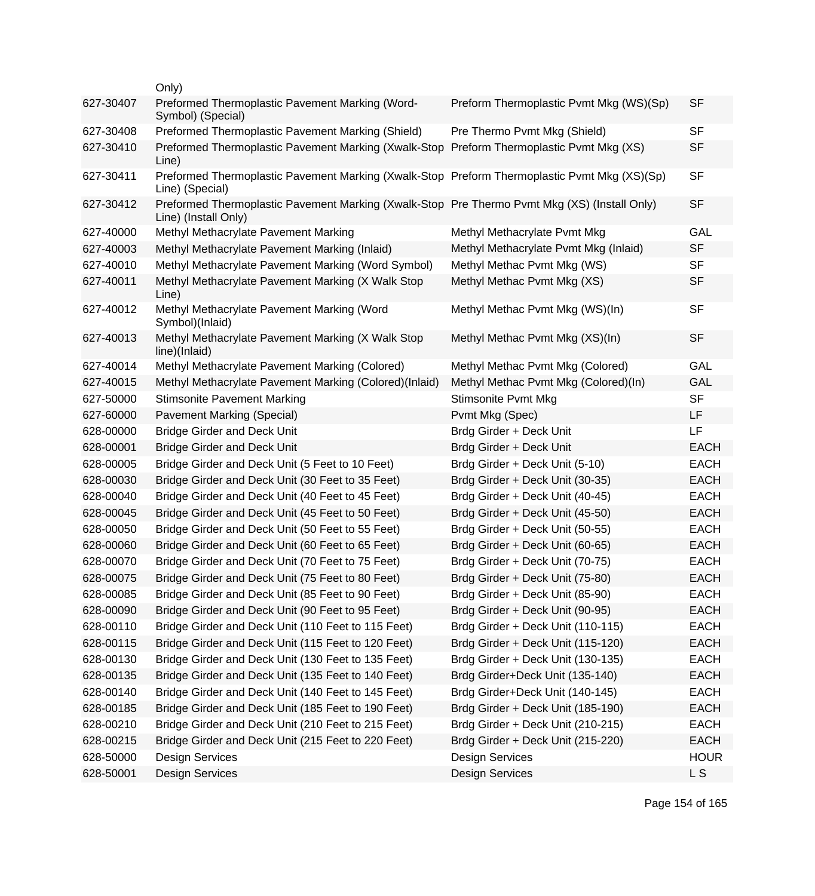| | | | |
|---|---|---|---|
| | Only) | | |
| 627-30407 | Preformed Thermoplastic Pavement Marking (Word-Symbol) (Special) | Preform Thermoplastic Pvmt Mkg (WS)(Sp) | SF |
| 627-30408 | Preformed Thermoplastic Pavement Marking (Shield) | Pre Thermo Pvmt Mkg (Shield) | SF |
| 627-30410 | Preformed Thermoplastic Pavement Marking (Xwalk-Stop Line) | Preform Thermoplastic Pvmt Mkg (XS) | SF |
| 627-30411 | Preformed Thermoplastic Pavement Marking (Xwalk-Stop Line) (Special) | Preform Thermoplastic Pvmt Mkg (XS)(Sp) | SF |
| 627-30412 | Preformed Thermoplastic Pavement Marking (Xwalk-Stop Line) (Install Only) | Pre Thermo Pvmt Mkg (XS) (Install Only) | SF |
| 627-40000 | Methyl Methacrylate Pavement Marking | Methyl Methacrylate Pvmt Mkg | GAL |
| 627-40003 | Methyl Methacrylate Pavement Marking (Inlaid) | Methyl Methacrylate Pvmt Mkg (Inlaid) | SF |
| 627-40010 | Methyl Methacrylate Pavement Marking (Word Symbol) | Methyl Methac Pvmt Mkg (WS) | SF |
| 627-40011 | Methyl Methacrylate Pavement Marking (X Walk Stop Line) | Methyl Methac Pvmt Mkg (XS) | SF |
| 627-40012 | Methyl Methacrylate Pavement Marking (Word Symbol)(Inlaid) | Methyl Methac Pvmt Mkg (WS)(In) | SF |
| 627-40013 | Methyl Methacrylate Pavement Marking (X Walk Stop line)(Inlaid) | Methyl Methac Pvmt Mkg (XS)(In) | SF |
| 627-40014 | Methyl Methacrylate Pavement Marking (Colored) | Methyl Methac Pvmt Mkg (Colored) | GAL |
| 627-40015 | Methyl Methacrylate Pavement Marking (Colored)(Inlaid) | Methyl Methac Pvmt Mkg (Colored)(In) | GAL |
| 627-50000 | Stimsonite Pavement Marking | Stimsonite Pvmt Mkg | SF |
| 627-60000 | Pavement Marking (Special) | Pvmt Mkg (Spec) | LF |
| 628-00000 | Bridge Girder and Deck Unit | Brdg Girder + Deck Unit | LF |
| 628-00001 | Bridge Girder and Deck Unit | Brdg Girder + Deck Unit | EACH |
| 628-00005 | Bridge Girder and Deck Unit (5 Feet to 10 Feet) | Brdg Girder + Deck Unit (5-10) | EACH |
| 628-00030 | Bridge Girder and Deck Unit (30 Feet to 35 Feet) | Brdg Girder + Deck Unit (30-35) | EACH |
| 628-00040 | Bridge Girder and Deck Unit (40 Feet to 45 Feet) | Brdg Girder + Deck Unit (40-45) | EACH |
| 628-00045 | Bridge Girder and Deck Unit (45 Feet to 50 Feet) | Brdg Girder + Deck Unit (45-50) | EACH |
| 628-00050 | Bridge Girder and Deck Unit (50 Feet to 55 Feet) | Brdg Girder + Deck Unit (50-55) | EACH |
| 628-00060 | Bridge Girder and Deck Unit (60 Feet to 65 Feet) | Brdg Girder + Deck Unit (60-65) | EACH |
| 628-00070 | Bridge Girder and Deck Unit (70 Feet to 75 Feet) | Brdg Girder + Deck Unit (70-75) | EACH |
| 628-00075 | Bridge Girder and Deck Unit (75 Feet to 80 Feet) | Brdg Girder + Deck Unit (75-80) | EACH |
| 628-00085 | Bridge Girder and Deck Unit (85 Feet to 90 Feet) | Brdg Girder + Deck Unit (85-90) | EACH |
| 628-00090 | Bridge Girder and Deck Unit (90 Feet to 95 Feet) | Brdg Girder + Deck Unit (90-95) | EACH |
| 628-00110 | Bridge Girder and Deck Unit (110 Feet to 115 Feet) | Brdg Girder + Deck Unit (110-115) | EACH |
| 628-00115 | Bridge Girder and Deck Unit (115 Feet to 120 Feet) | Brdg Girder + Deck Unit (115-120) | EACH |
| 628-00130 | Bridge Girder and Deck Unit (130 Feet to 135 Feet) | Brdg Girder + Deck Unit (130-135) | EACH |
| 628-00135 | Bridge Girder and Deck Unit (135 Feet to 140 Feet) | Brdg Girder+Deck Unit (135-140) | EACH |
| 628-00140 | Bridge Girder and Deck Unit (140 Feet to 145 Feet) | Brdg Girder+Deck Unit (140-145) | EACH |
| 628-00185 | Bridge Girder and Deck Unit (185 Feet to 190 Feet) | Brdg Girder + Deck Unit (185-190) | EACH |
| 628-00210 | Bridge Girder and Deck Unit (210 Feet to 215 Feet) | Brdg Girder + Deck Unit (210-215) | EACH |
| 628-00215 | Bridge Girder and Deck Unit (215 Feet to 220 Feet) | Brdg Girder + Deck Unit (215-220) | EACH |
| 628-50000 | Design Services | Design Services | HOUR |
| 628-50001 | Design Services | Design Services | L S |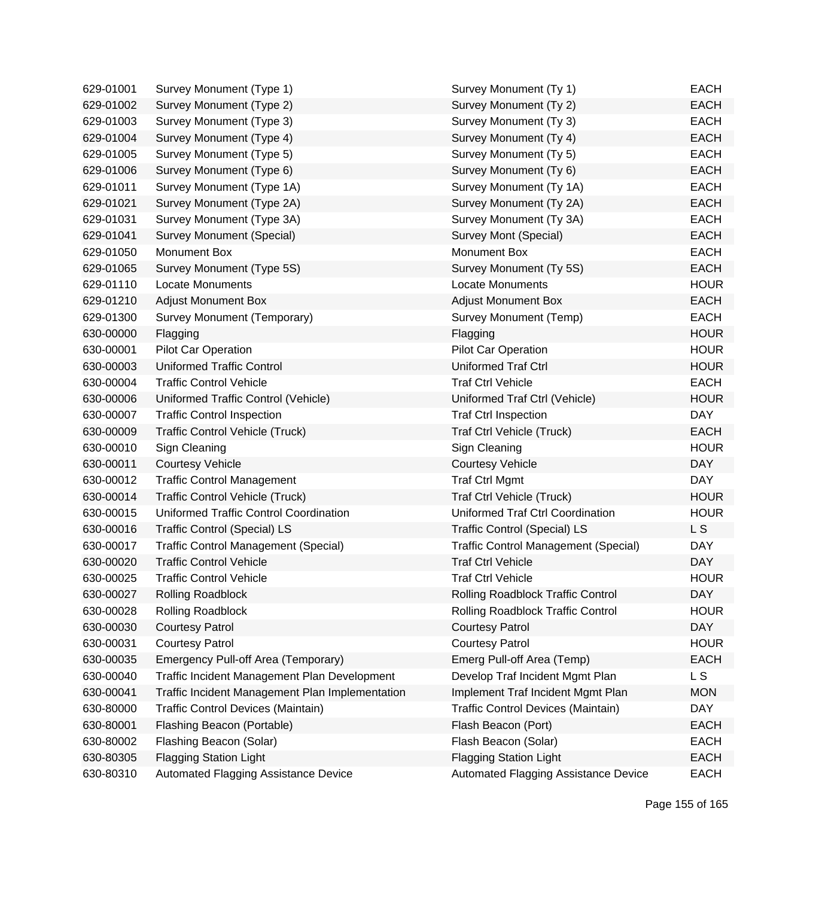| | | | |
|---|---|---|---|
| 629-01001 | Survey Monument (Type 1) | Survey Monument (Ty 1) | EACH |
| 629-01002 | Survey Monument (Type 2) | Survey Monument (Ty 2) | EACH |
| 629-01003 | Survey Monument (Type 3) | Survey Monument (Ty 3) | EACH |
| 629-01004 | Survey Monument (Type 4) | Survey Monument (Ty 4) | EACH |
| 629-01005 | Survey Monument (Type 5) | Survey Monument (Ty 5) | EACH |
| 629-01006 | Survey Monument (Type 6) | Survey Monument (Ty 6) | EACH |
| 629-01011 | Survey Monument (Type 1A) | Survey Monument (Ty 1A) | EACH |
| 629-01021 | Survey Monument (Type 2A) | Survey Monument (Ty 2A) | EACH |
| 629-01031 | Survey Monument (Type 3A) | Survey Monument (Ty 3A) | EACH |
| 629-01041 | Survey Monument (Special) | Survey Mont (Special) | EACH |
| 629-01050 | Monument Box | Monument Box | EACH |
| 629-01065 | Survey Monument (Type 5S) | Survey Monument (Ty 5S) | EACH |
| 629-01110 | Locate Monuments | Locate Monuments | HOUR |
| 629-01210 | Adjust Monument Box | Adjust Monument Box | EACH |
| 629-01300 | Survey Monument (Temporary) | Survey Monument (Temp) | EACH |
| 630-00000 | Flagging | Flagging | HOUR |
| 630-00001 | Pilot Car Operation | Pilot Car Operation | HOUR |
| 630-00003 | Uniformed Traffic Control | Uniformed Traf Ctrl | HOUR |
| 630-00004 | Traffic Control Vehicle | Traf Ctrl Vehicle | EACH |
| 630-00006 | Uniformed Traffic Control (Vehicle) | Uniformed Traf Ctrl (Vehicle) | HOUR |
| 630-00007 | Traffic Control Inspection | Traf Ctrl Inspection | DAY |
| 630-00009 | Traffic Control Vehicle (Truck) | Traf Ctrl Vehicle (Truck) | EACH |
| 630-00010 | Sign Cleaning | Sign Cleaning | HOUR |
| 630-00011 | Courtesy Vehicle | Courtesy Vehicle | DAY |
| 630-00012 | Traffic Control Management | Traf Ctrl Mgmt | DAY |
| 630-00014 | Traffic Control Vehicle (Truck) | Traf Ctrl Vehicle (Truck) | HOUR |
| 630-00015 | Uniformed Traffic Control Coordination | Uniformed Traf Ctrl Coordination | HOUR |
| 630-00016 | Traffic Control (Special) LS | Traffic Control (Special) LS | L S |
| 630-00017 | Traffic Control Management (Special) | Traffic Control Management (Special) | DAY |
| 630-00020 | Traffic Control Vehicle | Traf Ctrl Vehicle | DAY |
| 630-00025 | Traffic Control Vehicle | Traf Ctrl Vehicle | HOUR |
| 630-00027 | Rolling Roadblock | Rolling Roadblock Traffic Control | DAY |
| 630-00028 | Rolling Roadblock | Rolling Roadblock Traffic Control | HOUR |
| 630-00030 | Courtesy Patrol | Courtesy Patrol | DAY |
| 630-00031 | Courtesy Patrol | Courtesy Patrol | HOUR |
| 630-00035 | Emergency Pull-off Area (Temporary) | Emerg Pull-off Area (Temp) | EACH |
| 630-00040 | Traffic Incident Management Plan Development | Develop Traf Incident Mgmt Plan | L S |
| 630-00041 | Traffic Incident Management Plan Implementation | Implement Traf Incident Mgmt Plan | MON |
| 630-80000 | Traffic Control Devices (Maintain) | Traffic Control Devices (Maintain) | DAY |
| 630-80001 | Flashing Beacon (Portable) | Flash Beacon (Port) | EACH |
| 630-80002 | Flashing Beacon (Solar) | Flash Beacon (Solar) | EACH |
| 630-80305 | Flagging Station Light | Flagging Station Light | EACH |
| 630-80310 | Automated Flagging Assistance Device | Automated Flagging Assistance Device | EACH |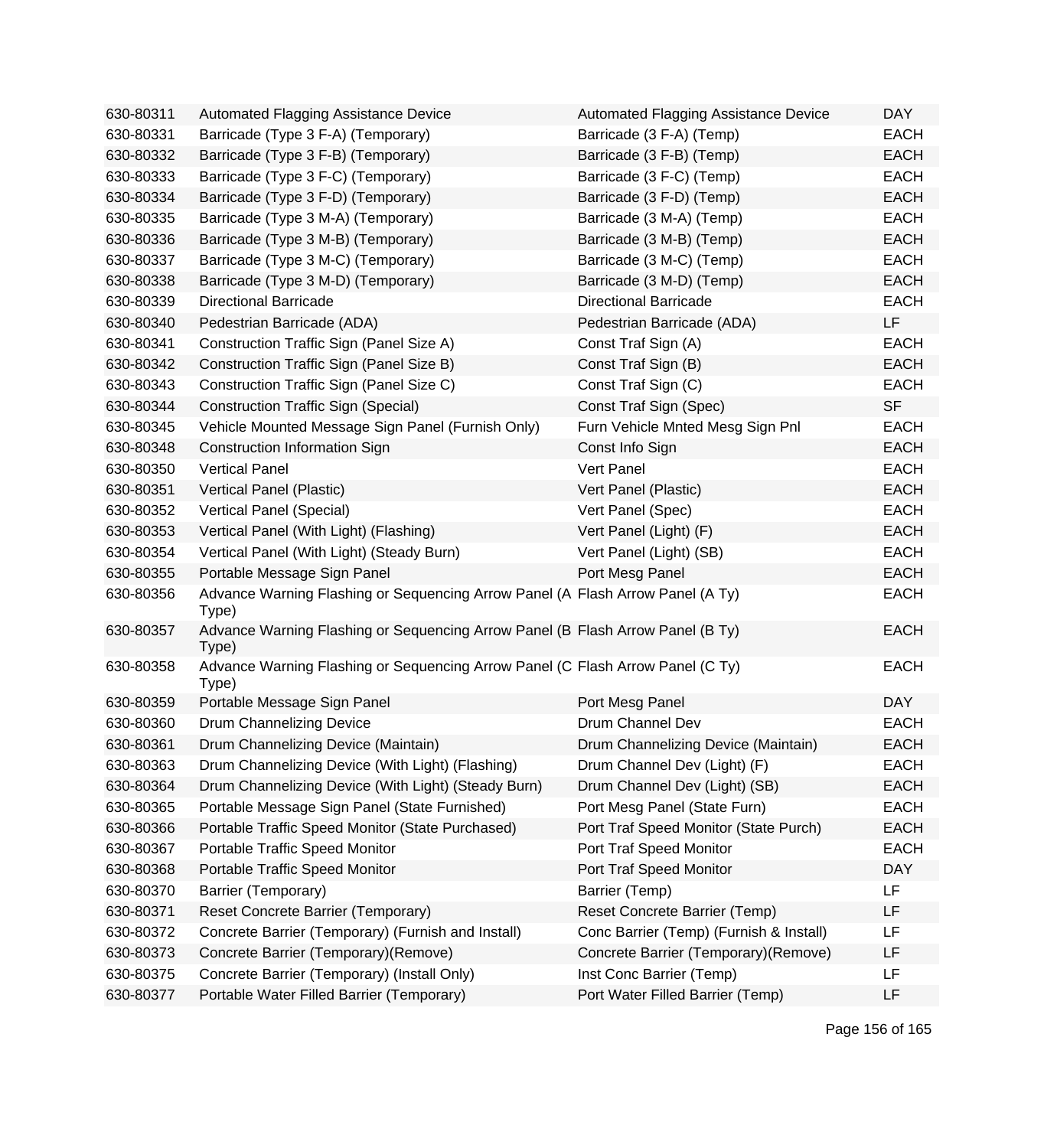| | | | |
|---|---|---|---|
| 630-80311 | Automated Flagging Assistance Device | Automated Flagging Assistance Device | DAY |
| 630-80331 | Barricade (Type 3 F-A) (Temporary) | Barricade (3 F-A) (Temp) | EACH |
| 630-80332 | Barricade (Type 3 F-B) (Temporary) | Barricade (3 F-B) (Temp) | EACH |
| 630-80333 | Barricade (Type 3 F-C) (Temporary) | Barricade (3 F-C) (Temp) | EACH |
| 630-80334 | Barricade (Type 3 F-D) (Temporary) | Barricade (3 F-D) (Temp) | EACH |
| 630-80335 | Barricade (Type 3 M-A) (Temporary) | Barricade (3 M-A) (Temp) | EACH |
| 630-80336 | Barricade (Type 3 M-B) (Temporary) | Barricade (3 M-B) (Temp) | EACH |
| 630-80337 | Barricade (Type 3 M-C) (Temporary) | Barricade (3 M-C) (Temp) | EACH |
| 630-80338 | Barricade (Type 3 M-D) (Temporary) | Barricade (3 M-D) (Temp) | EACH |
| 630-80339 | Directional Barricade | Directional Barricade | EACH |
| 630-80340 | Pedestrian Barricade (ADA) | Pedestrian Barricade (ADA) | LF |
| 630-80341 | Construction Traffic Sign (Panel Size A) | Const Traf Sign (A) | EACH |
| 630-80342 | Construction Traffic Sign (Panel Size B) | Const Traf Sign (B) | EACH |
| 630-80343 | Construction Traffic Sign (Panel Size C) | Const Traf Sign (C) | EACH |
| 630-80344 | Construction Traffic Sign (Special) | Const Traf Sign (Spec) | SF |
| 630-80345 | Vehicle Mounted Message Sign Panel (Furnish Only) | Furn Vehicle Mnted Mesg Sign Pnl | EACH |
| 630-80348 | Construction Information Sign | Const Info Sign | EACH |
| 630-80350 | Vertical Panel | Vert Panel | EACH |
| 630-80351 | Vertical Panel (Plastic) | Vert Panel (Plastic) | EACH |
| 630-80352 | Vertical Panel (Special) | Vert Panel (Spec) | EACH |
| 630-80353 | Vertical Panel (With Light) (Flashing) | Vert Panel (Light) (F) | EACH |
| 630-80354 | Vertical Panel (With Light) (Steady Burn) | Vert Panel (Light) (SB) | EACH |
| 630-80355 | Portable Message Sign Panel | Port Mesg Panel | EACH |
| 630-80356 | Advance Warning Flashing or Sequencing Arrow Panel (A Type) | Flash Arrow Panel (A Ty) | EACH |
| 630-80357 | Advance Warning Flashing or Sequencing Arrow Panel (B Type) | Flash Arrow Panel (B Ty) | EACH |
| 630-80358 | Advance Warning Flashing or Sequencing Arrow Panel (C Type) | Flash Arrow Panel (C Ty) | EACH |
| 630-80359 | Portable Message Sign Panel | Port Mesg Panel | DAY |
| 630-80360 | Drum Channelizing Device | Drum Channel Dev | EACH |
| 630-80361 | Drum Channelizing Device (Maintain) | Drum Channelizing Device (Maintain) | EACH |
| 630-80363 | Drum Channelizing Device (With Light) (Flashing) | Drum Channel Dev (Light) (F) | EACH |
| 630-80364 | Drum Channelizing Device (With Light) (Steady Burn) | Drum Channel Dev (Light) (SB) | EACH |
| 630-80365 | Portable Message Sign Panel (State Furnished) | Port Mesg Panel (State Furn) | EACH |
| 630-80366 | Portable Traffic Speed Monitor (State Purchased) | Port Traf Speed Monitor (State Purch) | EACH |
| 630-80367 | Portable Traffic Speed Monitor | Port Traf Speed Monitor | EACH |
| 630-80368 | Portable Traffic Speed Monitor | Port Traf Speed Monitor | DAY |
| 630-80370 | Barrier (Temporary) | Barrier (Temp) | LF |
| 630-80371 | Reset Concrete Barrier (Temporary) | Reset Concrete Barrier (Temp) | LF |
| 630-80372 | Concrete Barrier (Temporary) (Furnish and Install) | Conc Barrier (Temp) (Furnish & Install) | LF |
| 630-80373 | Concrete Barrier (Temporary)(Remove) | Concrete Barrier (Temporary)(Remove) | LF |
| 630-80375 | Concrete Barrier (Temporary) (Install Only) | Inst Conc Barrier (Temp) | LF |
| 630-80377 | Portable Water Filled Barrier (Temporary) | Port Water Filled Barrier (Temp) | LF |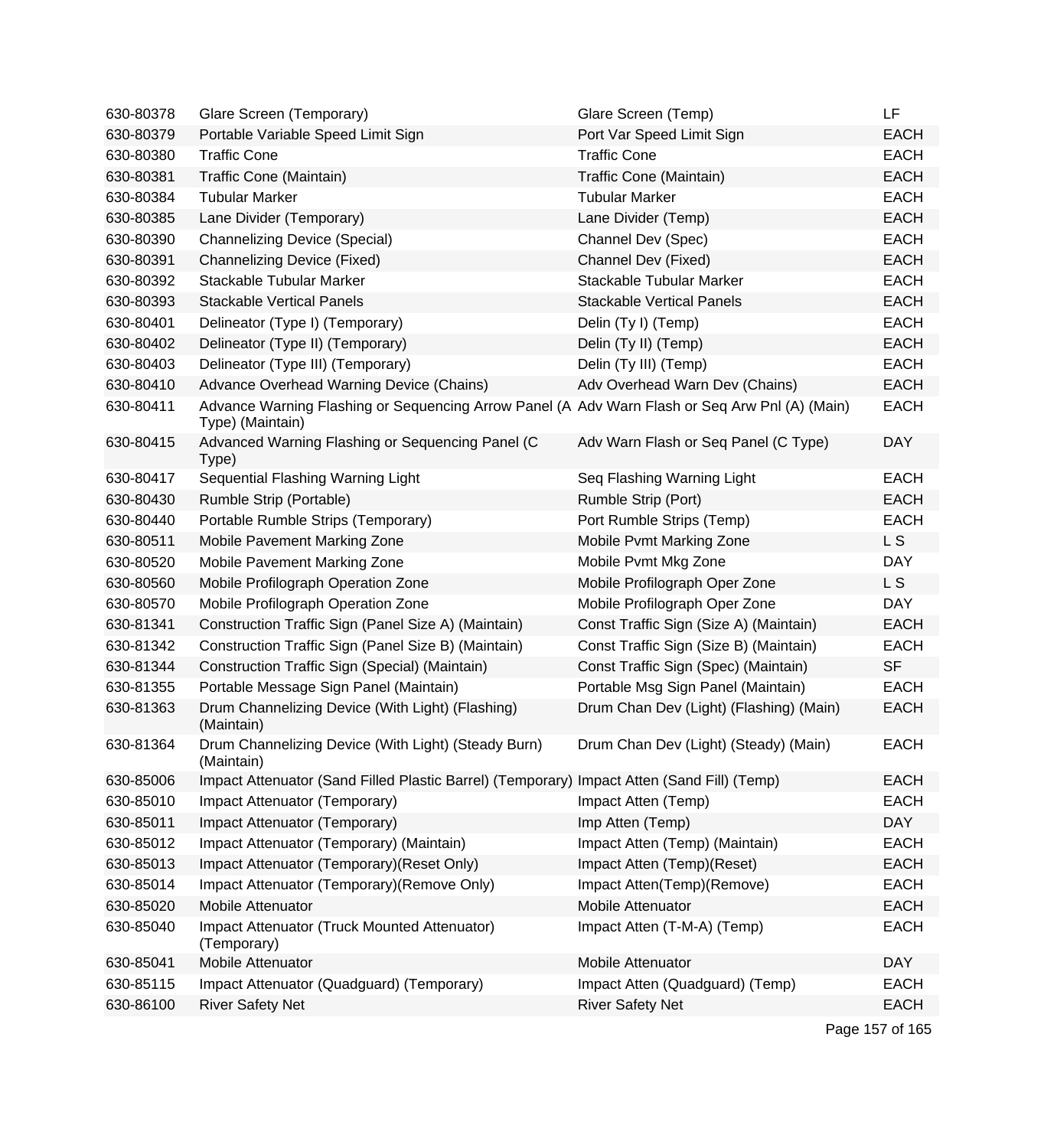| | | | |
|---|---|---|---|
| 630-80378 | Glare Screen (Temporary) | Glare Screen (Temp) | LF |
| 630-80379 | Portable Variable Speed Limit Sign | Port Var Speed Limit Sign | EACH |
| 630-80380 | Traffic Cone | Traffic Cone | EACH |
| 630-80381 | Traffic Cone (Maintain) | Traffic Cone (Maintain) | EACH |
| 630-80384 | Tubular Marker | Tubular Marker | EACH |
| 630-80385 | Lane Divider (Temporary) | Lane Divider (Temp) | EACH |
| 630-80390 | Channelizing Device (Special) | Channel Dev (Spec) | EACH |
| 630-80391 | Channelizing Device (Fixed) | Channel Dev (Fixed) | EACH |
| 630-80392 | Stackable Tubular Marker | Stackable Tubular Marker | EACH |
| 630-80393 | Stackable Vertical Panels | Stackable Vertical Panels | EACH |
| 630-80401 | Delineator (Type I) (Temporary) | Delin (Ty I) (Temp) | EACH |
| 630-80402 | Delineator (Type II) (Temporary) | Delin (Ty II) (Temp) | EACH |
| 630-80403 | Delineator (Type III) (Temporary) | Delin (Ty III) (Temp) | EACH |
| 630-80410 | Advance Overhead Warning Device (Chains) | Adv Overhead Warn Dev (Chains) | EACH |
| 630-80411 | Advance Warning Flashing or Sequencing Arrow Panel (A Type) (Maintain) | Adv Warn Flash or Seq Arw Pnl (A) (Main) | EACH |
| 630-80415 | Advanced Warning Flashing or Sequencing Panel (C Type) | Adv Warn Flash or Seq Panel (C Type) | DAY |
| 630-80417 | Sequential Flashing Warning Light | Seq Flashing Warning Light | EACH |
| 630-80430 | Rumble Strip (Portable) | Rumble Strip (Port) | EACH |
| 630-80440 | Portable Rumble Strips (Temporary) | Port Rumble Strips (Temp) | EACH |
| 630-80511 | Mobile Pavement Marking Zone | Mobile Pvmt Marking Zone | L S |
| 630-80520 | Mobile Pavement Marking Zone | Mobile Pvmt Mkg Zone | DAY |
| 630-80560 | Mobile Profilograph Operation Zone | Mobile Profilograph Oper Zone | L S |
| 630-80570 | Mobile Profilograph Operation Zone | Mobile Profilograph Oper Zone | DAY |
| 630-81341 | Construction Traffic Sign (Panel Size A) (Maintain) | Const Traffic Sign (Size A) (Maintain) | EACH |
| 630-81342 | Construction Traffic Sign (Panel Size B) (Maintain) | Const Traffic Sign (Size B) (Maintain) | EACH |
| 630-81344 | Construction Traffic Sign (Special) (Maintain) | Const Traffic Sign (Spec) (Maintain) | SF |
| 630-81355 | Portable Message Sign Panel (Maintain) | Portable Msg Sign Panel (Maintain) | EACH |
| 630-81363 | Drum Channelizing Device (With Light) (Flashing) (Maintain) | Drum Chan Dev (Light) (Flashing) (Main) | EACH |
| 630-81364 | Drum Channelizing Device (With Light) (Steady Burn) (Maintain) | Drum Chan Dev (Light) (Steady) (Main) | EACH |
| 630-85006 | Impact Attenuator (Sand Filled Plastic Barrel) (Temporary) | Impact Atten (Sand Fill) (Temp) | EACH |
| 630-85010 | Impact Attenuator (Temporary) | Impact Atten (Temp) | EACH |
| 630-85011 | Impact Attenuator (Temporary) | Imp Atten (Temp) | DAY |
| 630-85012 | Impact Attenuator (Temporary) (Maintain) | Impact Atten (Temp) (Maintain) | EACH |
| 630-85013 | Impact Attenuator (Temporary)(Reset Only) | Impact Atten (Temp)(Reset) | EACH |
| 630-85014 | Impact Attenuator (Temporary)(Remove Only) | Impact Atten(Temp)(Remove) | EACH |
| 630-85020 | Mobile Attenuator | Mobile Attenuator | EACH |
| 630-85040 | Impact Attenuator (Truck Mounted Attenuator) (Temporary) | Impact Atten (T-M-A) (Temp) | EACH |
| 630-85041 | Mobile Attenuator | Mobile Attenuator | DAY |
| 630-85115 | Impact Attenuator (Quadguard) (Temporary) | Impact Atten (Quadguard) (Temp) | EACH |
| 630-86100 | River Safety Net | River Safety Net | EACH |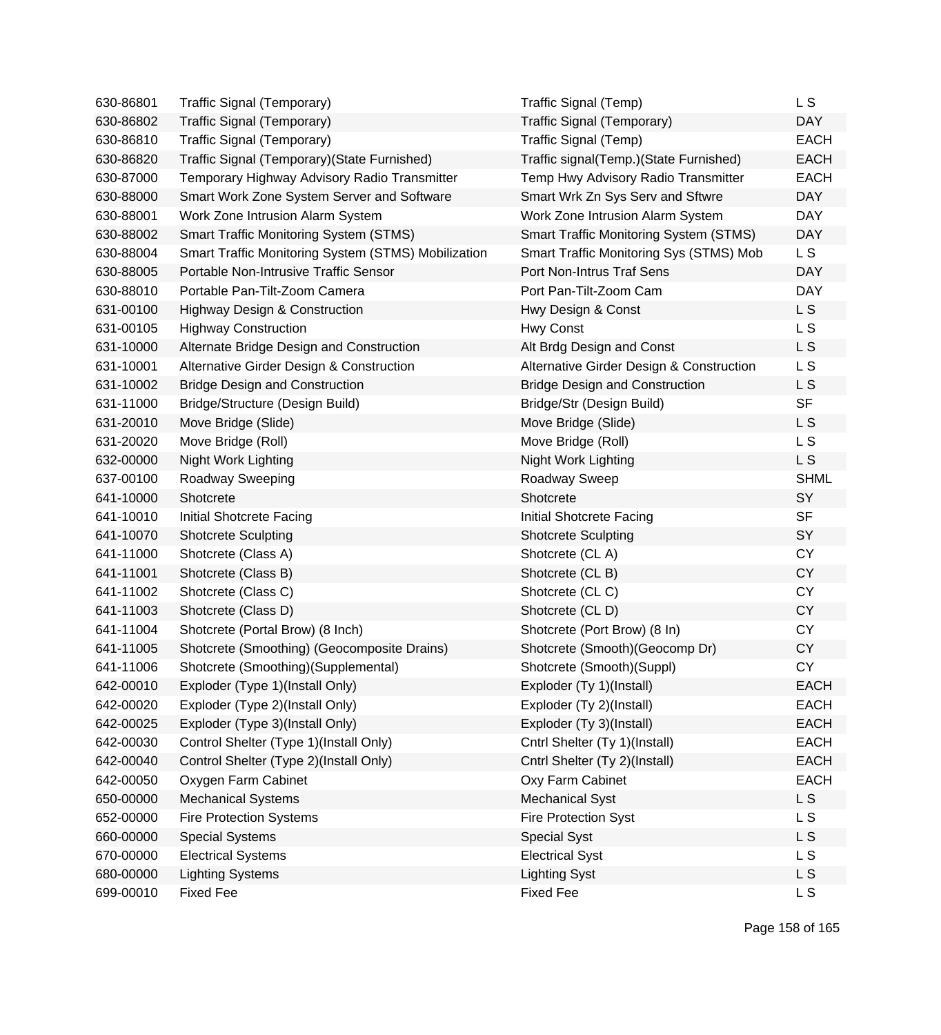| | | | |
|---|---|---|---|
| 630-86801 | Traffic Signal (Temporary) | Traffic Signal (Temp) | L S |
| 630-86802 | Traffic Signal (Temporary) | Traffic Signal (Temporary) | DAY |
| 630-86810 | Traffic Signal (Temporary) | Traffic Signal (Temp) | EACH |
| 630-86820 | Traffic Signal (Temporary)(State Furnished) | Traffic signal(Temp.)(State Furnished) | EACH |
| 630-87000 | Temporary Highway Advisory Radio Transmitter | Temp Hwy Advisory Radio Transmitter | EACH |
| 630-88000 | Smart Work Zone System Server and Software | Smart Wrk Zn Sys Serv and Sftwre | DAY |
| 630-88001 | Work Zone Intrusion Alarm System | Work Zone Intrusion Alarm System | DAY |
| 630-88002 | Smart Traffic Monitoring System (STMS) | Smart Traffic Monitoring System (STMS) | DAY |
| 630-88004 | Smart Traffic Monitoring System (STMS) Mobilization | Smart Traffic Monitoring Sys (STMS) Mob | L S |
| 630-88005 | Portable Non-Intrusive Traffic Sensor | Port Non-Intrus Traf Sens | DAY |
| 630-88010 | Portable Pan-Tilt-Zoom Camera | Port Pan-Tilt-Zoom Cam | DAY |
| 631-00100 | Highway Design & Construction | Hwy Design & Const | L S |
| 631-00105 | Highway Construction | Hwy Const | L S |
| 631-10000 | Alternate Bridge Design and Construction | Alt Brdg Design and Const | L S |
| 631-10001 | Alternative Girder Design & Construction | Alternative Girder Design & Construction | L S |
| 631-10002 | Bridge Design and Construction | Bridge Design and Construction | L S |
| 631-11000 | Bridge/Structure (Design Build) | Bridge/Str (Design Build) | SF |
| 631-20010 | Move Bridge (Slide) | Move Bridge (Slide) | L S |
| 631-20020 | Move Bridge (Roll) | Move Bridge (Roll) | L S |
| 632-00000 | Night Work Lighting | Night Work Lighting | L S |
| 637-00100 | Roadway Sweeping | Roadway Sweep | SHML |
| 641-10000 | Shotcrete | Shotcrete | SY |
| 641-10010 | Initial Shotcrete Facing | Initial Shotcrete Facing | SF |
| 641-10070 | Shotcrete Sculpting | Shotcrete Sculpting | SY |
| 641-11000 | Shotcrete (Class A) | Shotcrete (CL A) | CY |
| 641-11001 | Shotcrete (Class B) | Shotcrete (CL B) | CY |
| 641-11002 | Shotcrete (Class C) | Shotcrete (CL C) | CY |
| 641-11003 | Shotcrete (Class D) | Shotcrete (CL D) | CY |
| 641-11004 | Shotcrete (Portal Brow) (8 Inch) | Shotcrete (Port Brow) (8 In) | CY |
| 641-11005 | Shotcrete (Smoothing) (Geocomposite Drains) | Shotcrete (Smooth)(Geocomp Dr) | CY |
| 641-11006 | Shotcrete (Smoothing)(Supplemental) | Shotcrete (Smooth)(Suppl) | CY |
| 642-00010 | Exploder (Type 1)(Install Only) | Exploder (Ty 1)(Install) | EACH |
| 642-00020 | Exploder (Type 2)(Install Only) | Exploder (Ty 2)(Install) | EACH |
| 642-00025 | Exploder (Type 3)(Install Only) | Exploder (Ty 3)(Install) | EACH |
| 642-00030 | Control Shelter (Type 1)(Install Only) | Cntrl Shelter (Ty 1)(Install) | EACH |
| 642-00040 | Control Shelter (Type 2)(Install Only) | Cntrl Shelter (Ty 2)(Install) | EACH |
| 642-00050 | Oxygen Farm Cabinet | Oxy Farm Cabinet | EACH |
| 650-00000 | Mechanical Systems | Mechanical Syst | L S |
| 652-00000 | Fire Protection Systems | Fire Protection Syst | L S |
| 660-00000 | Special Systems | Special Syst | L S |
| 670-00000 | Electrical Systems | Electrical Syst | L S |
| 680-00000 | Lighting Systems | Lighting Syst | L S |
| 699-00010 | Fixed Fee | Fixed Fee | L S |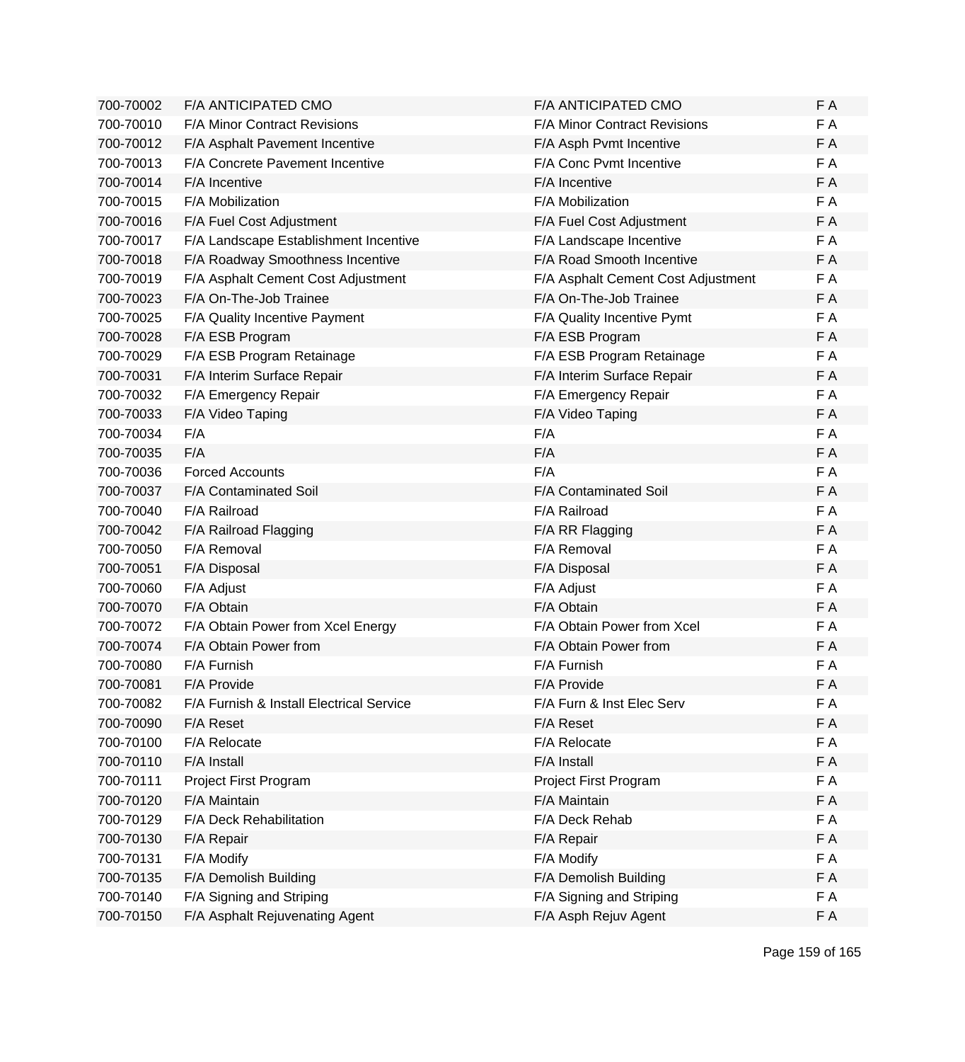| | | | |
|---|---|---|---|
| 700-70002 | F/A ANTICIPATED CMO | F/A ANTICIPATED CMO | F A |
| 700-70010 | F/A Minor Contract Revisions | F/A Minor Contract Revisions | F A |
| 700-70012 | F/A Asphalt Pavement Incentive | F/A Asph Pvmt Incentive | F A |
| 700-70013 | F/A Concrete Pavement Incentive | F/A Conc Pvmt Incentive | F A |
| 700-70014 | F/A Incentive | F/A Incentive | F A |
| 700-70015 | F/A Mobilization | F/A Mobilization | F A |
| 700-70016 | F/A Fuel Cost Adjustment | F/A Fuel Cost Adjustment | F A |
| 700-70017 | F/A Landscape Establishment Incentive | F/A Landscape Incentive | F A |
| 700-70018 | F/A Roadway Smoothness Incentive | F/A Road Smooth Incentive | F A |
| 700-70019 | F/A Asphalt Cement Cost Adjustment | F/A Asphalt Cement Cost Adjustment | F A |
| 700-70023 | F/A On-The-Job Trainee | F/A On-The-Job Trainee | F A |
| 700-70025 | F/A Quality Incentive Payment | F/A Quality Incentive Pymt | F A |
| 700-70028 | F/A ESB Program | F/A ESB Program | F A |
| 700-70029 | F/A ESB Program Retainage | F/A ESB Program Retainage | F A |
| 700-70031 | F/A Interim Surface Repair | F/A Interim Surface Repair | F A |
| 700-70032 | F/A Emergency Repair | F/A Emergency Repair | F A |
| 700-70033 | F/A Video Taping | F/A Video Taping | F A |
| 700-70034 | F/A | F/A | F A |
| 700-70035 | F/A | F/A | F A |
| 700-70036 | Forced Accounts | F/A | F A |
| 700-70037 | F/A Contaminated Soil | F/A Contaminated Soil | F A |
| 700-70040 | F/A Railroad | F/A Railroad | F A |
| 700-70042 | F/A Railroad Flagging | F/A RR Flagging | F A |
| 700-70050 | F/A Removal | F/A Removal | F A |
| 700-70051 | F/A Disposal | F/A Disposal | F A |
| 700-70060 | F/A Adjust | F/A Adjust | F A |
| 700-70070 | F/A Obtain | F/A Obtain | F A |
| 700-70072 | F/A Obtain Power from Xcel Energy | F/A Obtain Power from Xcel | F A |
| 700-70074 | F/A Obtain Power from | F/A Obtain Power from | F A |
| 700-70080 | F/A Furnish | F/A Furnish | F A |
| 700-70081 | F/A Provide | F/A Provide | F A |
| 700-70082 | F/A Furnish & Install Electrical Service | F/A Furn & Inst Elec Serv | F A |
| 700-70090 | F/A Reset | F/A Reset | F A |
| 700-70100 | F/A Relocate | F/A Relocate | F A |
| 700-70110 | F/A Install | F/A Install | F A |
| 700-70111 | Project First Program | Project First Program | F A |
| 700-70120 | F/A Maintain | F/A Maintain | F A |
| 700-70129 | F/A Deck Rehabilitation | F/A Deck Rehab | F A |
| 700-70130 | F/A Repair | F/A Repair | F A |
| 700-70131 | F/A Modify | F/A Modify | F A |
| 700-70135 | F/A Demolish Building | F/A Demolish Building | F A |
| 700-70140 | F/A Signing and Striping | F/A Signing and Striping | F A |
| 700-70150 | F/A Asphalt Rejuvenating Agent | F/A Asph Rejuv Agent | F A |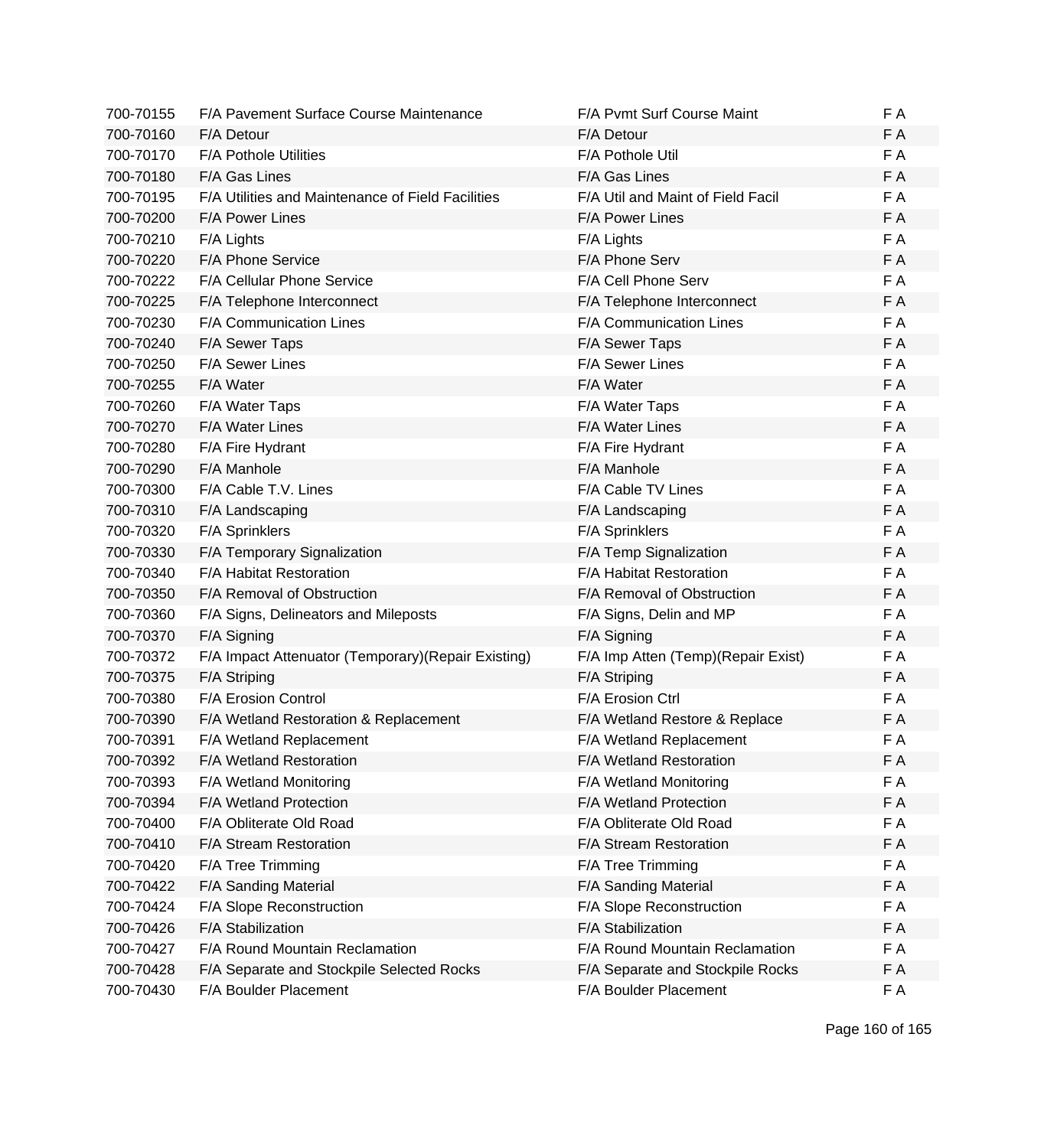| | | | |
|---|---|---|---|
| 700-70155 | F/A Pavement Surface Course Maintenance | F/A Pvmt Surf Course Maint | F A |
| 700-70160 | F/A Detour | F/A Detour | F A |
| 700-70170 | F/A Pothole Utilities | F/A Pothole Util | F A |
| 700-70180 | F/A Gas Lines | F/A Gas Lines | F A |
| 700-70195 | F/A Utilities and Maintenance of Field Facilities | F/A Util and Maint of Field Facil | F A |
| 700-70200 | F/A Power Lines | F/A Power Lines | F A |
| 700-70210 | F/A Lights | F/A Lights | F A |
| 700-70220 | F/A Phone Service | F/A Phone Serv | F A |
| 700-70222 | F/A Cellular Phone Service | F/A Cell Phone Serv | F A |
| 700-70225 | F/A Telephone Interconnect | F/A Telephone Interconnect | F A |
| 700-70230 | F/A Communication Lines | F/A Communication Lines | F A |
| 700-70240 | F/A Sewer Taps | F/A Sewer Taps | F A |
| 700-70250 | F/A Sewer Lines | F/A Sewer Lines | F A |
| 700-70255 | F/A Water | F/A Water | F A |
| 700-70260 | F/A Water Taps | F/A Water Taps | F A |
| 700-70270 | F/A Water Lines | F/A Water Lines | F A |
| 700-70280 | F/A Fire Hydrant | F/A Fire Hydrant | F A |
| 700-70290 | F/A Manhole | F/A Manhole | F A |
| 700-70300 | F/A Cable T.V. Lines | F/A Cable TV Lines | F A |
| 700-70310 | F/A Landscaping | F/A Landscaping | F A |
| 700-70320 | F/A Sprinklers | F/A Sprinklers | F A |
| 700-70330 | F/A Temporary Signalization | F/A Temp Signalization | F A |
| 700-70340 | F/A Habitat Restoration | F/A Habitat Restoration | F A |
| 700-70350 | F/A Removal of Obstruction | F/A Removal of Obstruction | F A |
| 700-70360 | F/A Signs, Delineators and Mileposts | F/A Signs, Delin and MP | F A |
| 700-70370 | F/A Signing | F/A Signing | F A |
| 700-70372 | F/A Impact Attenuator (Temporary)(Repair Existing) | F/A Imp Atten (Temp)(Repair Exist) | F A |
| 700-70375 | F/A Striping | F/A Striping | F A |
| 700-70380 | F/A Erosion Control | F/A Erosion Ctrl | F A |
| 700-70390 | F/A Wetland Restoration & Replacement | F/A Wetland Restore & Replace | F A |
| 700-70391 | F/A Wetland Replacement | F/A Wetland Replacement | F A |
| 700-70392 | F/A Wetland Restoration | F/A Wetland Restoration | F A |
| 700-70393 | F/A Wetland Monitoring | F/A Wetland Monitoring | F A |
| 700-70394 | F/A Wetland Protection | F/A Wetland Protection | F A |
| 700-70400 | F/A Obliterate Old Road | F/A Obliterate Old Road | F A |
| 700-70410 | F/A Stream Restoration | F/A Stream Restoration | F A |
| 700-70420 | F/A Tree Trimming | F/A Tree Trimming | F A |
| 700-70422 | F/A Sanding Material | F/A Sanding Material | F A |
| 700-70424 | F/A Slope Reconstruction | F/A Slope Reconstruction | F A |
| 700-70426 | F/A Stabilization | F/A Stabilization | F A |
| 700-70427 | F/A Round Mountain Reclamation | F/A Round Mountain Reclamation | F A |
| 700-70428 | F/A Separate and Stockpile Selected Rocks | F/A Separate and Stockpile Rocks | F A |
| 700-70430 | F/A Boulder Placement | F/A Boulder Placement | F A |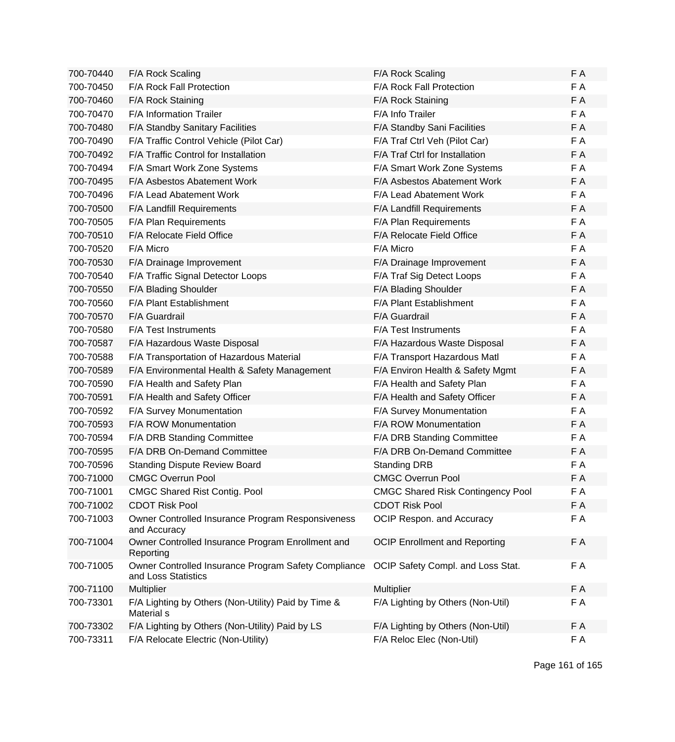| | | | |
|---|---|---|---|
| 700-70440 | F/A Rock Scaling | F/A Rock Scaling | F A |
| 700-70450 | F/A Rock Fall Protection | F/A Rock Fall Protection | F A |
| 700-70460 | F/A Rock Staining | F/A Rock Staining | F A |
| 700-70470 | F/A Information Trailer | F/A Info Trailer | F A |
| 700-70480 | F/A Standby Sanitary Facilities | F/A Standby Sani Facilities | F A |
| 700-70490 | F/A Traffic Control Vehicle (Pilot Car) | F/A Traf Ctrl Veh (Pilot Car) | F A |
| 700-70492 | F/A Traffic Control for Installation | F/A Traf Ctrl for Installation | F A |
| 700-70494 | F/A Smart Work Zone Systems | F/A Smart Work Zone Systems | F A |
| 700-70495 | F/A Asbestos Abatement Work | F/A Asbestos Abatement Work | F A |
| 700-70496 | F/A Lead Abatement Work | F/A Lead Abatement Work | F A |
| 700-70500 | F/A Landfill Requirements | F/A Landfill Requirements | F A |
| 700-70505 | F/A Plan Requirements | F/A Plan Requirements | F A |
| 700-70510 | F/A Relocate Field Office | F/A Relocate Field Office | F A |
| 700-70520 | F/A Micro | F/A Micro | F A |
| 700-70530 | F/A Drainage Improvement | F/A Drainage Improvement | F A |
| 700-70540 | F/A Traffic Signal Detector Loops | F/A Traf Sig Detect Loops | F A |
| 700-70550 | F/A Blading Shoulder | F/A Blading Shoulder | F A |
| 700-70560 | F/A Plant Establishment | F/A Plant Establishment | F A |
| 700-70570 | F/A Guardrail | F/A Guardrail | F A |
| 700-70580 | F/A Test Instruments | F/A Test Instruments | F A |
| 700-70587 | F/A Hazardous Waste Disposal | F/A Hazardous Waste Disposal | F A |
| 700-70588 | F/A Transportation of Hazardous Material | F/A Transport Hazardous Matl | F A |
| 700-70589 | F/A Environmental Health & Safety Management | F/A Environ Health & Safety Mgmt | F A |
| 700-70590 | F/A Health and Safety Plan | F/A Health and Safety Plan | F A |
| 700-70591 | F/A Health and Safety Officer | F/A Health and Safety Officer | F A |
| 700-70592 | F/A Survey Monumentation | F/A Survey Monumentation | F A |
| 700-70593 | F/A ROW Monumentation | F/A ROW Monumentation | F A |
| 700-70594 | F/A DRB Standing Committee | F/A DRB Standing Committee | F A |
| 700-70595 | F/A DRB On-Demand Committee | F/A DRB On-Demand Committee | F A |
| 700-70596 | Standing Dispute Review Board | Standing DRB | F A |
| 700-71000 | CMGC Overrun Pool | CMGC Overrun Pool | F A |
| 700-71001 | CMGC Shared Rist Contig. Pool | CMGC Shared Risk Contingency Pool | F A |
| 700-71002 | CDOT Risk Pool | CDOT Risk Pool | F A |
| 700-71003 | Owner Controlled Insurance Program Responsiveness and Accuracy | OCIP Respon. and Accuracy | F A |
| 700-71004 | Owner Controlled Insurance Program Enrollment and Reporting | OCIP Enrollment and Reporting | F A |
| 700-71005 | Owner Controlled Insurance Program Safety Compliance and Loss Statistics | OCIP Safety Compl. and Loss Stat. | F A |
| 700-71100 | Multiplier | Multiplier | F A |
| 700-73301 | F/A Lighting by Others (Non-Utility) Paid by Time & Material s | F/A Lighting by Others (Non-Util) | F A |
| 700-73302 | F/A Lighting by Others (Non-Utility) Paid by LS | F/A Lighting by Others (Non-Util) | F A |
| 700-73311 | F/A Relocate Electric (Non-Utility) | F/A Reloc Elec (Non-Util) | F A |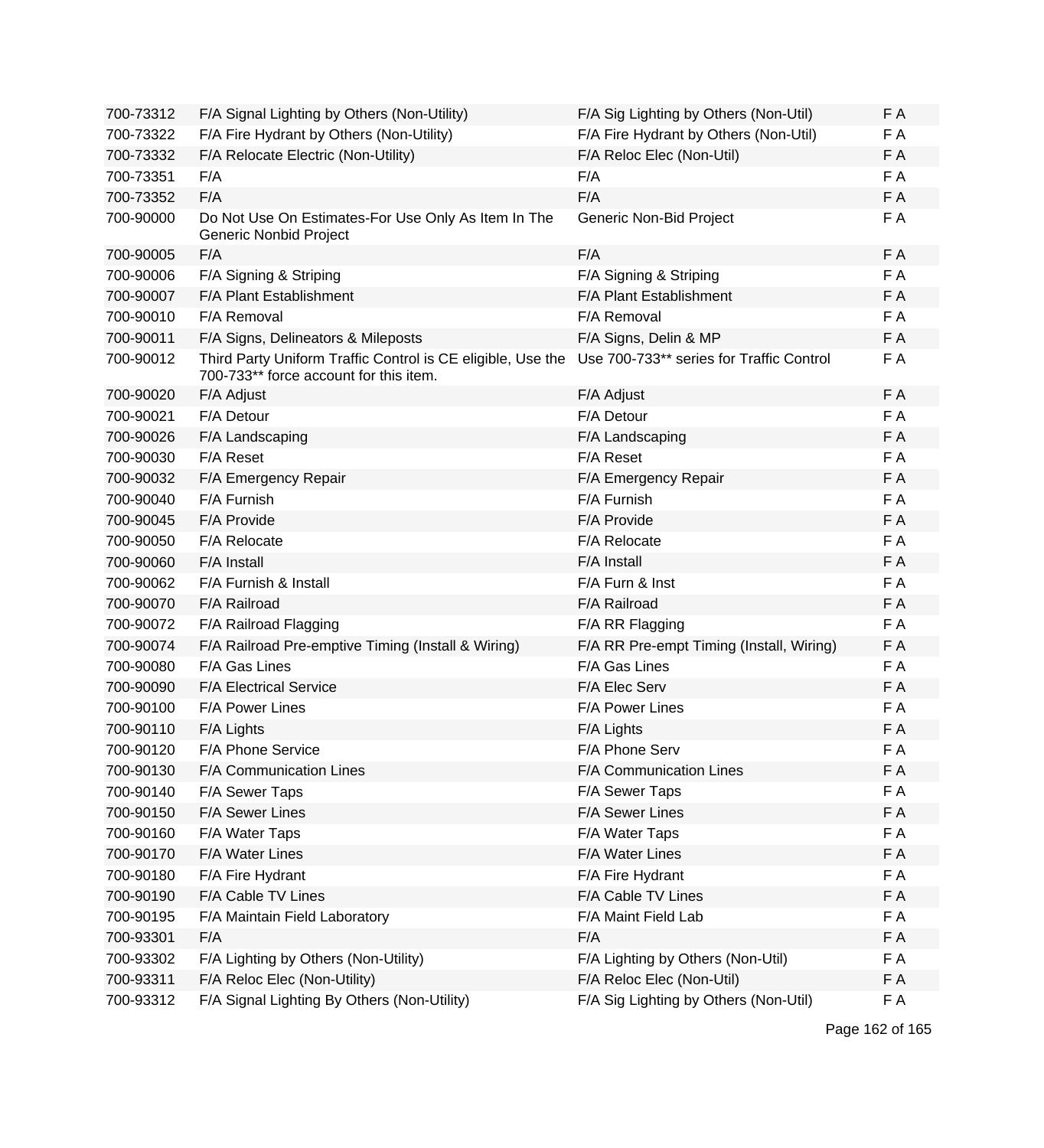| 700-73312 | F/A Signal Lighting by Others (Non-Utility) | F/A Sig Lighting by Others (Non-Util) | F A |
|---|---|---|---|
| 700-73322 | F/A Fire Hydrant by Others (Non-Utility) | F/A Fire Hydrant by Others (Non-Util) | F A |
| 700-73332 | F/A Relocate Electric (Non-Utility) | F/A Reloc Elec (Non-Util) | F A |
| 700-73351 | F/A | F/A | F A |
| 700-73352 | F/A | F/A | F A |
| 700-90000 | Do Not Use On Estimates-For Use Only As Item In The Generic Nonbid Project | Generic Non-Bid Project | F A |
| 700-90005 | F/A | F/A | F A |
| 700-90006 | F/A Signing & Striping | F/A Signing & Striping | F A |
| 700-90007 | F/A Plant Establishment | F/A Plant Establishment | F A |
| 700-90010 | F/A Removal | F/A Removal | F A |
| 700-90011 | F/A Signs, Delineators & Mileposts | F/A Signs, Delin & MP | F A |
| 700-90012 | Third Party Uniform Traffic Control is CE eligible, Use the 700-733** force account for this item. | Use 700-733** series for Traffic Control | F A |
| 700-90020 | F/A Adjust | F/A Adjust | F A |
| 700-90021 | F/A Detour | F/A Detour | F A |
| 700-90026 | F/A Landscaping | F/A Landscaping | F A |
| 700-90030 | F/A Reset | F/A Reset | F A |
| 700-90032 | F/A Emergency Repair | F/A Emergency Repair | F A |
| 700-90040 | F/A Furnish | F/A Furnish | F A |
| 700-90045 | F/A Provide | F/A Provide | F A |
| 700-90050 | F/A Relocate | F/A Relocate | F A |
| 700-90060 | F/A Install | F/A Install | F A |
| 700-90062 | F/A Furnish & Install | F/A Furn & Inst | F A |
| 700-90070 | F/A Railroad | F/A Railroad | F A |
| 700-90072 | F/A Railroad Flagging | F/A RR Flagging | F A |
| 700-90074 | F/A Railroad Pre-emptive Timing (Install & Wiring) | F/A RR Pre-empt Timing (Install, Wiring) | F A |
| 700-90080 | F/A Gas Lines | F/A Gas Lines | F A |
| 700-90090 | F/A Electrical Service | F/A Elec Serv | F A |
| 700-90100 | F/A Power Lines | F/A Power Lines | F A |
| 700-90110 | F/A Lights | F/A Lights | F A |
| 700-90120 | F/A Phone Service | F/A Phone Serv | F A |
| 700-90130 | F/A Communication Lines | F/A Communication Lines | F A |
| 700-90140 | F/A Sewer Taps | F/A Sewer Taps | F A |
| 700-90150 | F/A Sewer Lines | F/A Sewer Lines | F A |
| 700-90160 | F/A Water Taps | F/A Water Taps | F A |
| 700-90170 | F/A Water Lines | F/A Water Lines | F A |
| 700-90180 | F/A Fire Hydrant | F/A Fire Hydrant | F A |
| 700-90190 | F/A Cable TV Lines | F/A Cable TV Lines | F A |
| 700-90195 | F/A Maintain Field Laboratory | F/A Maint Field Lab | F A |
| 700-93301 | F/A | F/A | F A |
| 700-93302 | F/A Lighting by Others (Non-Utility) | F/A Lighting by Others (Non-Util) | F A |
| 700-93311 | F/A Reloc Elec (Non-Utility) | F/A Reloc Elec (Non-Util) | F A |
| 700-93312 | F/A Signal Lighting By Others (Non-Utility) | F/A Sig Lighting by Others (Non-Util) | F A |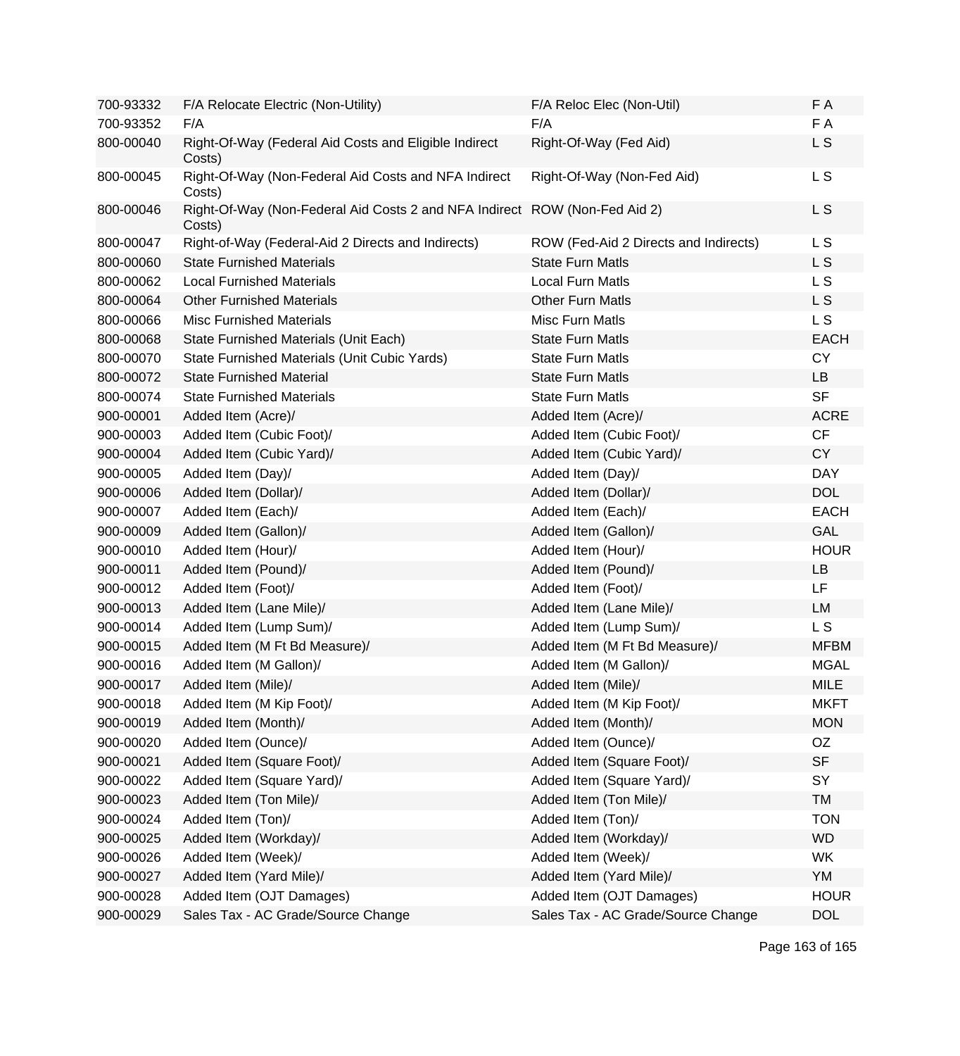| | | | |
|---|---|---|---|
| 700-93332 | F/A Relocate Electric (Non-Utility) | F/A Reloc Elec (Non-Util) | F A |
| 700-93352 | F/A | F/A | F A |
| 800-00040 | Right-Of-Way (Federal Aid Costs and Eligible Indirect Costs) | Right-Of-Way (Fed Aid) | L S |
| 800-00045 | Right-Of-Way (Non-Federal Aid Costs and NFA Indirect Costs) | Right-Of-Way (Non-Fed Aid) | L S |
| 800-00046 | Right-Of-Way (Non-Federal Aid Costs 2 and NFA Indirect Costs) | ROW (Non-Fed Aid 2) | L S |
| 800-00047 | Right-of-Way (Federal-Aid 2 Directs and Indirects) | ROW (Fed-Aid 2 Directs and Indirects) | L S |
| 800-00060 | State Furnished Materials | State Furn Matls | L S |
| 800-00062 | Local Furnished Materials | Local Furn Matls | L S |
| 800-00064 | Other Furnished Materials | Other Furn Matls | L S |
| 800-00066 | Misc Furnished Materials | Misc Furn Matls | L S |
| 800-00068 | State Furnished Materials (Unit Each) | State Furn Matls | EACH |
| 800-00070 | State Furnished Materials (Unit Cubic Yards) | State Furn Matls | CY |
| 800-00072 | State Furnished Material | State Furn Matls | LB |
| 800-00074 | State Furnished Materials | State Furn Matls | SF |
| 900-00001 | Added Item (Acre)/ | Added Item (Acre)/ | ACRE |
| 900-00003 | Added Item (Cubic Foot)/ | Added Item (Cubic Foot)/ | CF |
| 900-00004 | Added Item (Cubic Yard)/ | Added Item (Cubic Yard)/ | CY |
| 900-00005 | Added Item (Day)/ | Added Item (Day)/ | DAY |
| 900-00006 | Added Item (Dollar)/ | Added Item (Dollar)/ | DOL |
| 900-00007 | Added Item (Each)/ | Added Item (Each)/ | EACH |
| 900-00009 | Added Item (Gallon)/ | Added Item (Gallon)/ | GAL |
| 900-00010 | Added Item (Hour)/ | Added Item (Hour)/ | HOUR |
| 900-00011 | Added Item (Pound)/ | Added Item (Pound)/ | LB |
| 900-00012 | Added Item (Foot)/ | Added Item (Foot)/ | LF |
| 900-00013 | Added Item (Lane Mile)/ | Added Item (Lane Mile)/ | LM |
| 900-00014 | Added Item (Lump Sum)/ | Added Item (Lump Sum)/ | L S |
| 900-00015 | Added Item (M Ft Bd Measure)/ | Added Item (M Ft Bd Measure)/ | MFBM |
| 900-00016 | Added Item (M Gallon)/ | Added Item (M Gallon)/ | MGAL |
| 900-00017 | Added Item (Mile)/ | Added Item (Mile)/ | MILE |
| 900-00018 | Added Item (M Kip Foot)/ | Added Item (M Kip Foot)/ | MKFT |
| 900-00019 | Added Item (Month)/ | Added Item (Month)/ | MON |
| 900-00020 | Added Item (Ounce)/ | Added Item (Ounce)/ | OZ |
| 900-00021 | Added Item (Square Foot)/ | Added Item (Square Foot)/ | SF |
| 900-00022 | Added Item (Square Yard)/ | Added Item (Square Yard)/ | SY |
| 900-00023 | Added Item (Ton Mile)/ | Added Item (Ton Mile)/ | TM |
| 900-00024 | Added Item (Ton)/ | Added Item (Ton)/ | TON |
| 900-00025 | Added Item (Workday)/ | Added Item (Workday)/ | WD |
| 900-00026 | Added Item (Week)/ | Added Item (Week)/ | WK |
| 900-00027 | Added Item (Yard Mile)/ | Added Item (Yard Mile)/ | YM |
| 900-00028 | Added Item (OJT Damages) | Added Item (OJT Damages) | HOUR |
| 900-00029 | Sales Tax - AC Grade/Source Change | Sales Tax - AC Grade/Source Change | DOL |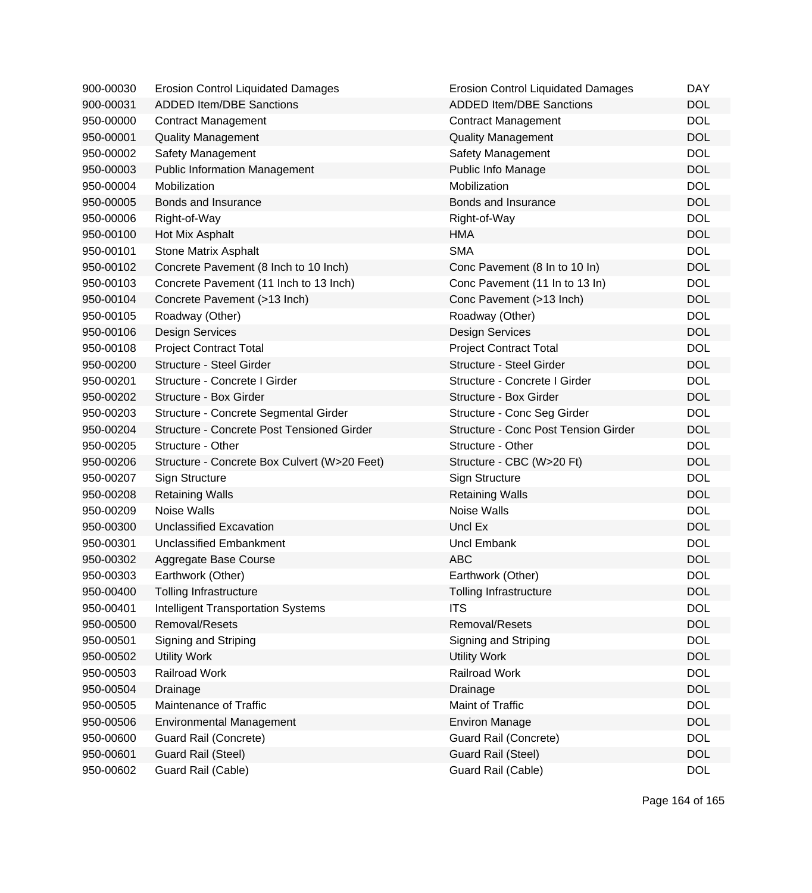| | | | |
|---|---|---|---|
| 900-00030 | Erosion Control Liquidated Damages | Erosion Control Liquidated Damages | DAY |
| 900-00031 | ADDED Item/DBE Sanctions | ADDED Item/DBE Sanctions | DOL |
| 950-00000 | Contract Management | Contract Management | DOL |
| 950-00001 | Quality Management | Quality Management | DOL |
| 950-00002 | Safety Management | Safety Management | DOL |
| 950-00003 | Public Information Management | Public Info Manage | DOL |
| 950-00004 | Mobilization | Mobilization | DOL |
| 950-00005 | Bonds and Insurance | Bonds and Insurance | DOL |
| 950-00006 | Right-of-Way | Right-of-Way | DOL |
| 950-00100 | Hot Mix Asphalt | HMA | DOL |
| 950-00101 | Stone Matrix Asphalt | SMA | DOL |
| 950-00102 | Concrete Pavement (8 Inch to 10 Inch) | Conc Pavement (8 In to 10 In) | DOL |
| 950-00103 | Concrete Pavement (11 Inch to 13 Inch) | Conc Pavement (11 In to 13 In) | DOL |
| 950-00104 | Concrete Pavement (>13 Inch) | Conc Pavement (>13 Inch) | DOL |
| 950-00105 | Roadway (Other) | Roadway (Other) | DOL |
| 950-00106 | Design Services | Design Services | DOL |
| 950-00108 | Project Contract Total | Project Contract Total | DOL |
| 950-00200 | Structure - Steel Girder | Structure - Steel Girder | DOL |
| 950-00201 | Structure - Concrete I Girder | Structure - Concrete I Girder | DOL |
| 950-00202 | Structure - Box Girder | Structure - Box Girder | DOL |
| 950-00203 | Structure - Concrete Segmental Girder | Structure - Conc Seg Girder | DOL |
| 950-00204 | Structure - Concrete Post Tensioned Girder | Structure - Conc Post Tension Girder | DOL |
| 950-00205 | Structure - Other | Structure - Other | DOL |
| 950-00206 | Structure - Concrete Box Culvert (W>20 Feet) | Structure - CBC (W>20 Ft) | DOL |
| 950-00207 | Sign Structure | Sign Structure | DOL |
| 950-00208 | Retaining Walls | Retaining Walls | DOL |
| 950-00209 | Noise Walls | Noise Walls | DOL |
| 950-00300 | Unclassified Excavation | Uncl Ex | DOL |
| 950-00301 | Unclassified Embankment | Uncl Embank | DOL |
| 950-00302 | Aggregate Base Course | ABC | DOL |
| 950-00303 | Earthwork (Other) | Earthwork (Other) | DOL |
| 950-00400 | Tolling Infrastructure | Tolling Infrastructure | DOL |
| 950-00401 | Intelligent Transportation Systems | ITS | DOL |
| 950-00500 | Removal/Resets | Removal/Resets | DOL |
| 950-00501 | Signing and Striping | Signing and Striping | DOL |
| 950-00502 | Utility Work | Utility Work | DOL |
| 950-00503 | Railroad Work | Railroad Work | DOL |
| 950-00504 | Drainage | Drainage | DOL |
| 950-00505 | Maintenance of Traffic | Maint of Traffic | DOL |
| 950-00506 | Environmental Management | Environ Manage | DOL |
| 950-00600 | Guard Rail (Concrete) | Guard Rail (Concrete) | DOL |
| 950-00601 | Guard Rail (Steel) | Guard Rail (Steel) | DOL |
| 950-00602 | Guard Rail (Cable) | Guard Rail (Cable) | DOL |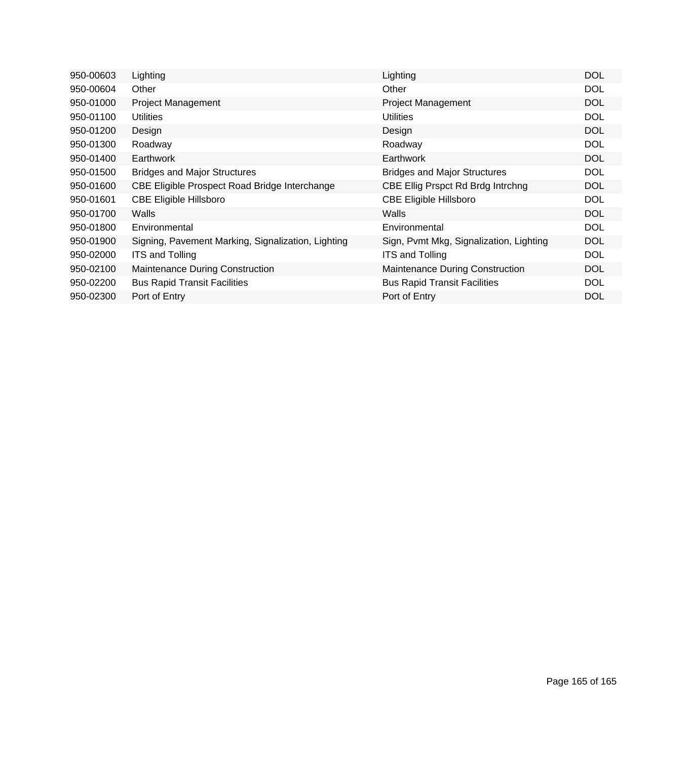| | | | |
|---|---|---|---|
| 950-00603 | Lighting | Lighting | DOL |
| 950-00604 | Other | Other | DOL |
| 950-01000 | Project Management | Project Management | DOL |
| 950-01100 | Utilities | Utilities | DOL |
| 950-01200 | Design | Design | DOL |
| 950-01300 | Roadway | Roadway | DOL |
| 950-01400 | Earthwork | Earthwork | DOL |
| 950-01500 | Bridges and Major Structures | Bridges and Major Structures | DOL |
| 950-01600 | CBE Eligible Prospect Road Bridge Interchange | CBE Ellig Prspct Rd Brdg Intrchng | DOL |
| 950-01601 | CBE Eligible Hillsboro | CBE Eligible Hillsboro | DOL |
| 950-01700 | Walls | Walls | DOL |
| 950-01800 | Environmental | Environmental | DOL |
| 950-01900 | Signing, Pavement Marking, Signalization, Lighting | Sign, Pvmt Mkg, Signalization, Lighting | DOL |
| 950-02000 | ITS and Tolling | ITS and Tolling | DOL |
| 950-02100 | Maintenance During Construction | Maintenance During Construction | DOL |
| 950-02200 | Bus Rapid Transit Facilities | Bus Rapid Transit Facilities | DOL |
| 950-02300 | Port of Entry | Port of Entry | DOL |